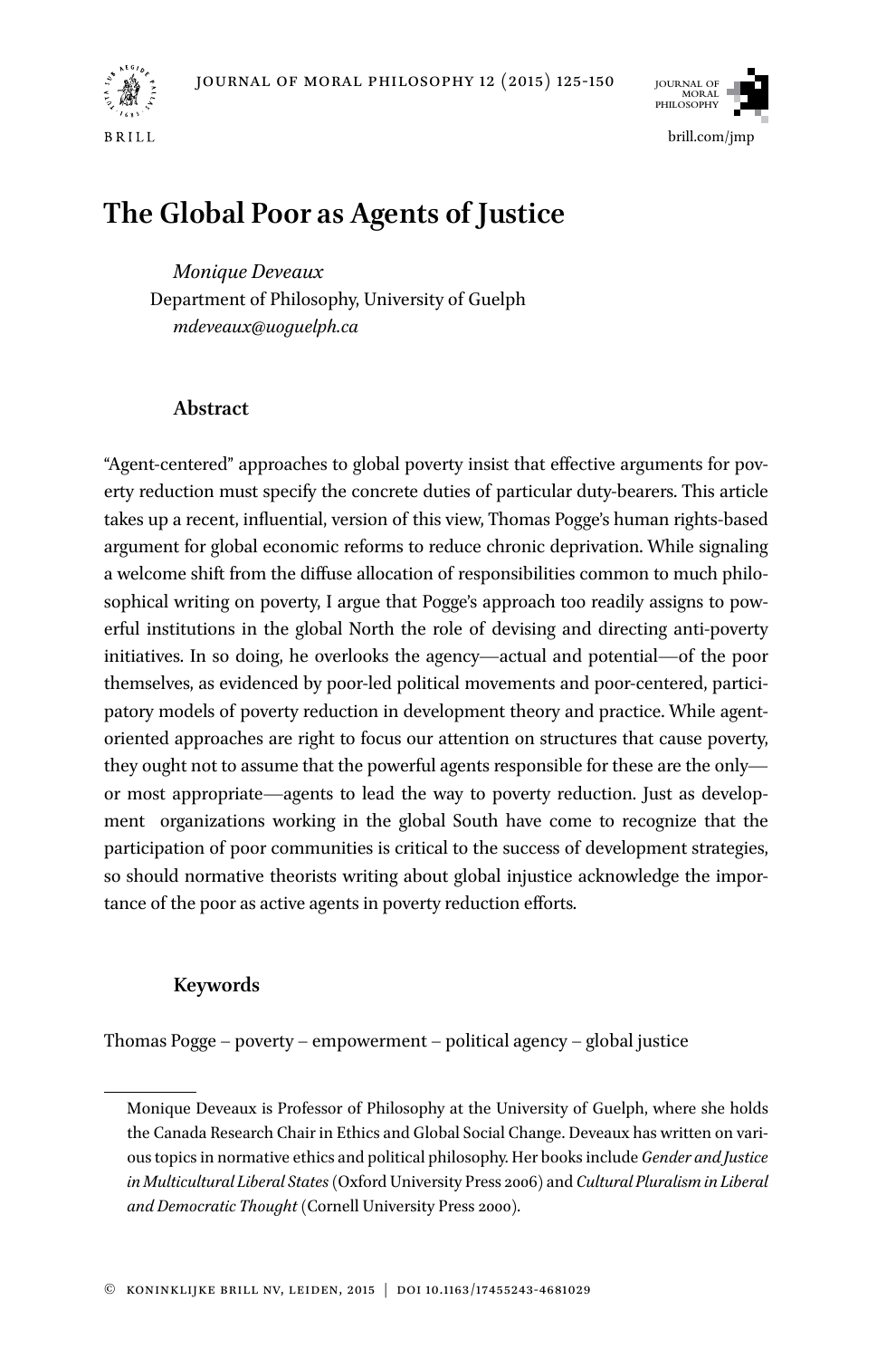# The Global Poor as Agents of Justice

*Monique Deveaux*
Department of Philosophy, University of Guelph
*mdeveaux@uoguelph.ca*

## Abstract

"Agent-centered" approaches to global poverty insist that effective arguments for poverty reduction must specify the concrete duties of particular duty-bearers. This article takes up a recent, influential, version of this view, Thomas Pogge's human rights-based argument for global economic reforms to reduce chronic deprivation. While signaling a welcome shift from the diffuse allocation of responsibilities common to much philosophical writing on poverty, I argue that Pogge's approach too readily assigns to powerful institutions in the global North the role of devising and directing anti-poverty initiatives. In so doing, he overlooks the agency—actual and potential—of the poor themselves, as evidenced by poor-led political movements and poor-centered, participatory models of poverty reduction in development theory and practice. While agent-oriented approaches are right to focus our attention on structures that cause poverty, they ought not to assume that the powerful agents responsible for these are the only—or most appropriate—agents to lead the way to poverty reduction. Just as development organizations working in the global South have come to recognize that the participation of poor communities is critical to the success of development strategies, so should normative theorists writing about global injustice acknowledge the importance of the poor as active agents in poverty reduction efforts.

## Keywords

Thomas Pogge – poverty – empowerment – political agency – global justice

---

Monique Deveaux is Professor of Philosophy at the University of Guelph, where she holds the Canada Research Chair in Ethics and Global Social Change. Deveaux has written on various topics in normative ethics and political philosophy. Her books include *Gender and Justice in Multicultural Liberal States* (Oxford University Press 2006) and *Cultural Pluralism in Liberal and Democratic Thought* (Cornell University Press 2000).

© Koninklijke Brill NV, Leiden, 2015 | DOI 10.1163/17455243-4681029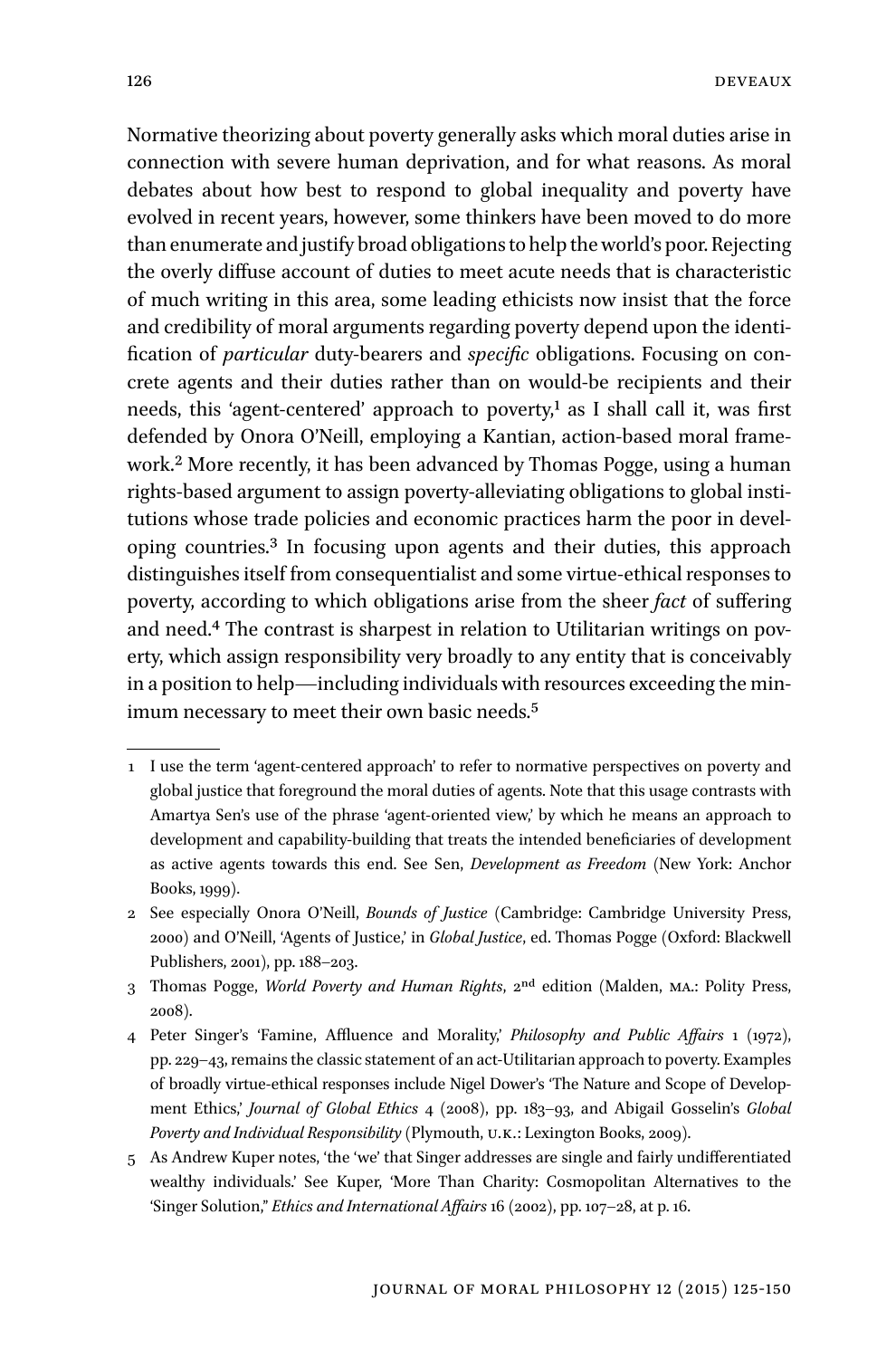Normative theorizing about poverty generally asks which moral duties arise in connection with severe human deprivation, and for what reasons. As moral debates about how best to respond to global inequality and poverty have evolved in recent years, however, some thinkers have been moved to do more than enumerate and justify broad obligations to help the world's poor. Rejecting the overly diffuse account of duties to meet acute needs that is characteristic of much writing in this area, some leading ethicists now insist that the force and credibility of moral arguments regarding poverty depend upon the identification of *particular* duty-bearers and *specific* obligations. Focusing on concrete agents and their duties rather than on would-be recipients and their needs, this 'agent-centered' approach to poverty,[1] as I shall call it, was first defended by Onora O'Neill, employing a Kantian, action-based moral framework.[2] More recently, it has been advanced by Thomas Pogge, using a human rights-based argument to assign poverty-alleviating obligations to global institutions whose trade policies and economic practices harm the poor in developing countries.[3] In focusing upon agents and their duties, this approach distinguishes itself from consequentialist and some virtue-ethical responses to poverty, according to which obligations arise from the sheer *fact* of suffering and need.[4] The contrast is sharpest in relation to Utilitarian writings on poverty, which assign responsibility very broadly to any entity that is conceivably in a position to help—including individuals with resources exceeding the minimum necessary to meet their own basic needs.[5]

---

1 I use the term 'agent-centered approach' to refer to normative perspectives on poverty and global justice that foreground the moral duties of agents. Note that this usage contrasts with Amartya Sen's use of the phrase 'agent-oriented view,' by which he means an approach to development and capability-building that treats the intended beneficiaries of development as active agents towards this end. See Sen, *Development as Freedom* (New York: Anchor Books, 1999).

2 See especially Onora O'Neill, *Bounds of Justice* (Cambridge: Cambridge University Press, 2000) and O'Neill, 'Agents of Justice,' in *Global Justice*, ed. Thomas Pogge (Oxford: Blackwell Publishers, 2001), pp. 188–203.

3 Thomas Pogge, *World Poverty and Human Rights*, 2nd edition (Malden, MA.: Polity Press, 2008).

4 Peter Singer's 'Famine, Affluence and Morality,' *Philosophy and Public Affairs* 1 (1972), pp. 229–43, remains the classic statement of an act-Utilitarian approach to poverty. Examples of broadly virtue-ethical responses include Nigel Dower's 'The Nature and Scope of Development Ethics,' *Journal of Global Ethics* 4 (2008), pp. 183–93, and Abigail Gosselin's *Global Poverty and Individual Responsibility* (Plymouth, U.K.: Lexington Books, 2009).

5 As Andrew Kuper notes, 'the 'we' that Singer addresses are single and fairly undifferentiated wealthy individuals.' See Kuper, 'More Than Charity: Cosmopolitan Alternatives to the 'Singer Solution,'' *Ethics and International Affairs* 16 (2002), pp. 107–28, at p. 16.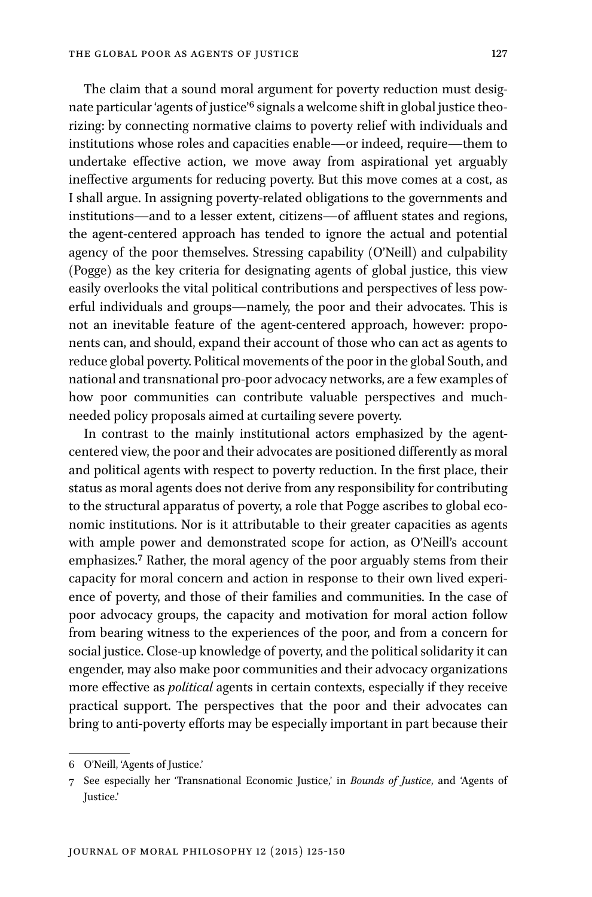The claim that a sound moral argument for poverty reduction must designate particular 'agents of justice'[6] signals a welcome shift in global justice theorizing: by connecting normative claims to poverty relief with individuals and institutions whose roles and capacities enable—or indeed, require—them to undertake effective action, we move away from aspirational yet arguably ineffective arguments for reducing poverty. But this move comes at a cost, as I shall argue. In assigning poverty-related obligations to the governments and institutions—and to a lesser extent, citizens—of affluent states and regions, the agent-centered approach has tended to ignore the actual and potential agency of the poor themselves. Stressing capability (O'Neill) and culpability (Pogge) as the key criteria for designating agents of global justice, this view easily overlooks the vital political contributions and perspectives of less powerful individuals and groups—namely, the poor and their advocates. This is not an inevitable feature of the agent-centered approach, however: proponents can, and should, expand their account of those who can act as agents to reduce global poverty. Political movements of the poor in the global South, and national and transnational pro-poor advocacy networks, are a few examples of how poor communities can contribute valuable perspectives and much-needed policy proposals aimed at curtailing severe poverty.

In contrast to the mainly institutional actors emphasized by the agent-centered view, the poor and their advocates are positioned differently as moral and political agents with respect to poverty reduction. In the first place, their status as moral agents does not derive from any responsibility for contributing to the structural apparatus of poverty, a role that Pogge ascribes to global economic institutions. Nor is it attributable to their greater capacities as agents with ample power and demonstrated scope for action, as O'Neill's account emphasizes.[7] Rather, the moral agency of the poor arguably stems from their capacity for moral concern and action in response to their own lived experience of poverty, and those of their families and communities. In the case of poor advocacy groups, the capacity and motivation for moral action follow from bearing witness to the experiences of the poor, and from a concern for social justice. Close-up knowledge of poverty, and the political solidarity it can engender, may also make poor communities and their advocacy organizations more effective as *political* agents in certain contexts, especially if they receive practical support. The perspectives that the poor and their advocates can bring to anti-poverty efforts may be especially important in part because their

6 O'Neill, 'Agents of Justice.'

7 See especially her 'Transnational Economic Justice,' in *Bounds of Justice*, and 'Agents of Justice.'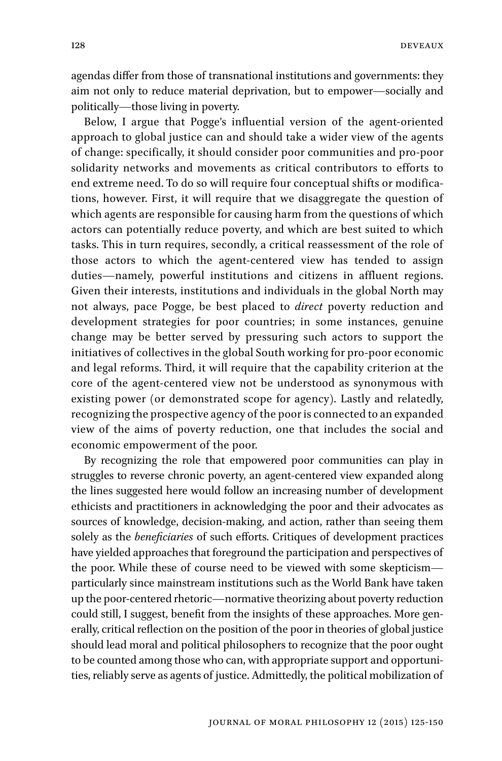agendas differ from those of transnational institutions and governments: they aim not only to reduce material deprivation, but to empower—socially and politically—those living in poverty.

Below, I argue that Pogge's influential version of the agent-oriented approach to global justice can and should take a wider view of the agents of change: specifically, it should consider poor communities and pro-poor solidarity networks and movements as critical contributors to efforts to end extreme need. To do so will require four conceptual shifts or modifications, however. First, it will require that we disaggregate the question of which agents are responsible for causing harm from the questions of which actors can potentially reduce poverty, and which are best suited to which tasks. This in turn requires, secondly, a critical reassessment of the role of those actors to which the agent-centered view has tended to assign duties—namely, powerful institutions and citizens in affluent regions. Given their interests, institutions and individuals in the global North may not always, pace Pogge, be best placed to *direct* poverty reduction and development strategies for poor countries; in some instances, genuine change may be better served by pressuring such actors to support the initiatives of collectives in the global South working for pro-poor economic and legal reforms. Third, it will require that the capability criterion at the core of the agent-centered view not be understood as synonymous with existing power (or demonstrated scope for agency). Lastly and relatedly, recognizing the prospective agency of the poor is connected to an expanded view of the aims of poverty reduction, one that includes the social and economic empowerment of the poor.

By recognizing the role that empowered poor communities can play in struggles to reverse chronic poverty, an agent-centered view expanded along the lines suggested here would follow an increasing number of development ethicists and practitioners in acknowledging the poor and their advocates as sources of knowledge, decision-making, and action, rather than seeing them solely as the *beneficiaries* of such efforts. Critiques of development practices have yielded approaches that foreground the participation and perspectives of the poor. While these of course need to be viewed with some skepticism—particularly since mainstream institutions such as the World Bank have taken up the poor-centered rhetoric—normative theorizing about poverty reduction could still, I suggest, benefit from the insights of these approaches. More generally, critical reflection on the position of the poor in theories of global justice should lead moral and political philosophers to recognize that the poor ought to be counted among those who can, with appropriate support and opportunities, reliably serve as agents of justice. Admittedly, the political mobilization of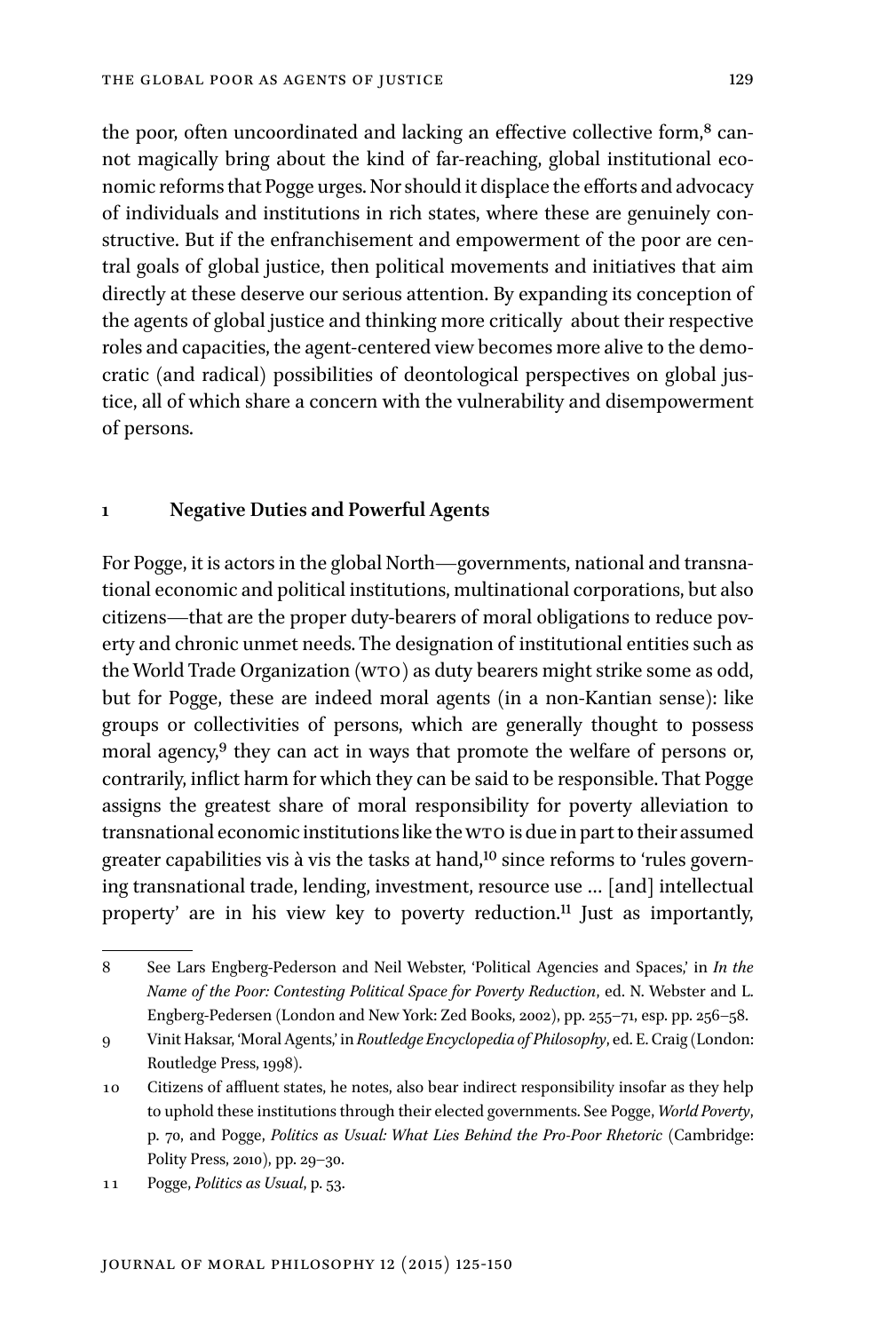the poor, often uncoordinated and lacking an effective collective form,[8] cannot magically bring about the kind of far-reaching, global institutional economic reforms that Pogge urges. Nor should it displace the efforts and advocacy of individuals and institutions in rich states, where these are genuinely constructive. But if the enfranchisement and empowerment of the poor are central goals of global justice, then political movements and initiatives that aim directly at these deserve our serious attention. By expanding its conception of the agents of global justice and thinking more critically about their respective roles and capacities, the agent-centered view becomes more alive to the democratic (and radical) possibilities of deontological perspectives on global justice, all of which share a concern with the vulnerability and disempowerment of persons.

## 1 Negative Duties and Powerful Agents

For Pogge, it is actors in the global North—governments, national and transnational economic and political institutions, multinational corporations, but also citizens—that are the proper duty-bearers of moral obligations to reduce poverty and chronic unmet needs. The designation of institutional entities such as the World Trade Organization (WTO) as duty bearers might strike some as odd, but for Pogge, these are indeed moral agents (in a non-Kantian sense): like groups or collectivities of persons, which are generally thought to possess moral agency,[9] they can act in ways that promote the welfare of persons or, contrarily, inflict harm for which they can be said to be responsible. That Pogge assigns the greatest share of moral responsibility for poverty alleviation to transnational economic institutions like the WTO is due in part to their assumed greater capabilities vis à vis the tasks at hand,[10] since reforms to 'rules governing transnational trade, lending, investment, resource use … [and] intellectual property' are in his view key to poverty reduction.[11] Just as importantly,

---

8 See Lars Engberg-Pederson and Neil Webster, 'Political Agencies and Spaces,' in *In the Name of the Poor: Contesting Political Space for Poverty Reduction*, ed. N. Webster and L. Engberg-Pedersen (London and New York: Zed Books, 2002), pp. 255–71, esp. pp. 256–58.

9 Vinit Haksar, 'Moral Agents,' in *Routledge Encyclopedia of Philosophy*, ed. E. Craig (London: Routledge Press, 1998).

10 Citizens of affluent states, he notes, also bear indirect responsibility insofar as they help to uphold these institutions through their elected governments. See Pogge, *World Poverty*, p. 70, and Pogge, *Politics as Usual: What Lies Behind the Pro-Poor Rhetoric* (Cambridge: Polity Press, 2010), pp. 29–30.

11 Pogge, *Politics as Usual*, p. 53.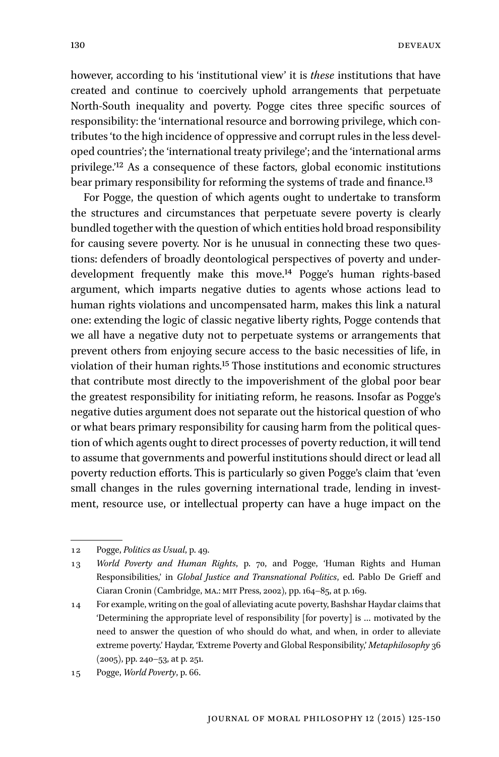however, according to his 'institutional view' it is *these* institutions that have created and continue to coercively uphold arrangements that perpetuate North-South inequality and poverty. Pogge cites three specific sources of responsibility: the 'international resource and borrowing privilege, which contributes 'to the high incidence of oppressive and corrupt rules in the less developed countries'; the 'international treaty privilege'; and the 'international arms privilege.'[12] As a consequence of these factors, global economic institutions bear primary responsibility for reforming the systems of trade and finance.[13]

For Pogge, the question of which agents ought to undertake to transform the structures and circumstances that perpetuate severe poverty is clearly bundled together with the question of which entities hold broad responsibility for causing severe poverty. Nor is he unusual in connecting these two questions: defenders of broadly deontological perspectives of poverty and underdevelopment frequently make this move.[14] Pogge's human rights-based argument, which imparts negative duties to agents whose actions lead to human rights violations and uncompensated harm, makes this link a natural one: extending the logic of classic negative liberty rights, Pogge contends that we all have a negative duty not to perpetuate systems or arrangements that prevent others from enjoying secure access to the basic necessities of life, in violation of their human rights.[15] Those institutions and economic structures that contribute most directly to the impoverishment of the global poor bear the greatest responsibility for initiating reform, he reasons. Insofar as Pogge's negative duties argument does not separate out the historical question of who or what bears primary responsibility for causing harm from the political question of which agents ought to direct processes of poverty reduction, it will tend to assume that governments and powerful institutions should direct or lead all poverty reduction efforts. This is particularly so given Pogge's claim that 'even small changes in the rules governing international trade, lending in investment, resource use, or intellectual property can have a huge impact on the

---

12 Pogge, *Politics as Usual*, p. 49.

13 *World Poverty and Human Rights*, p. 70, and Pogge, 'Human Rights and Human Responsibilities,' in *Global Justice and Transnational Politics*, ed. Pablo De Grieff and Ciaran Cronin (Cambridge, MA.: MIT Press, 2002), pp. 164–85, at p. 169.

14 For example, writing on the goal of alleviating acute poverty, Bashshar Haydar claims that 'Determining the appropriate level of responsibility [for poverty] is … motivated by the need to answer the question of who should do what, and when, in order to alleviate extreme poverty.' Haydar, 'Extreme Poverty and Global Responsibility,' *Metaphilosophy* 36 (2005), pp. 240–53, at p. 251.

15 Pogge, *World Poverty*, p. 66.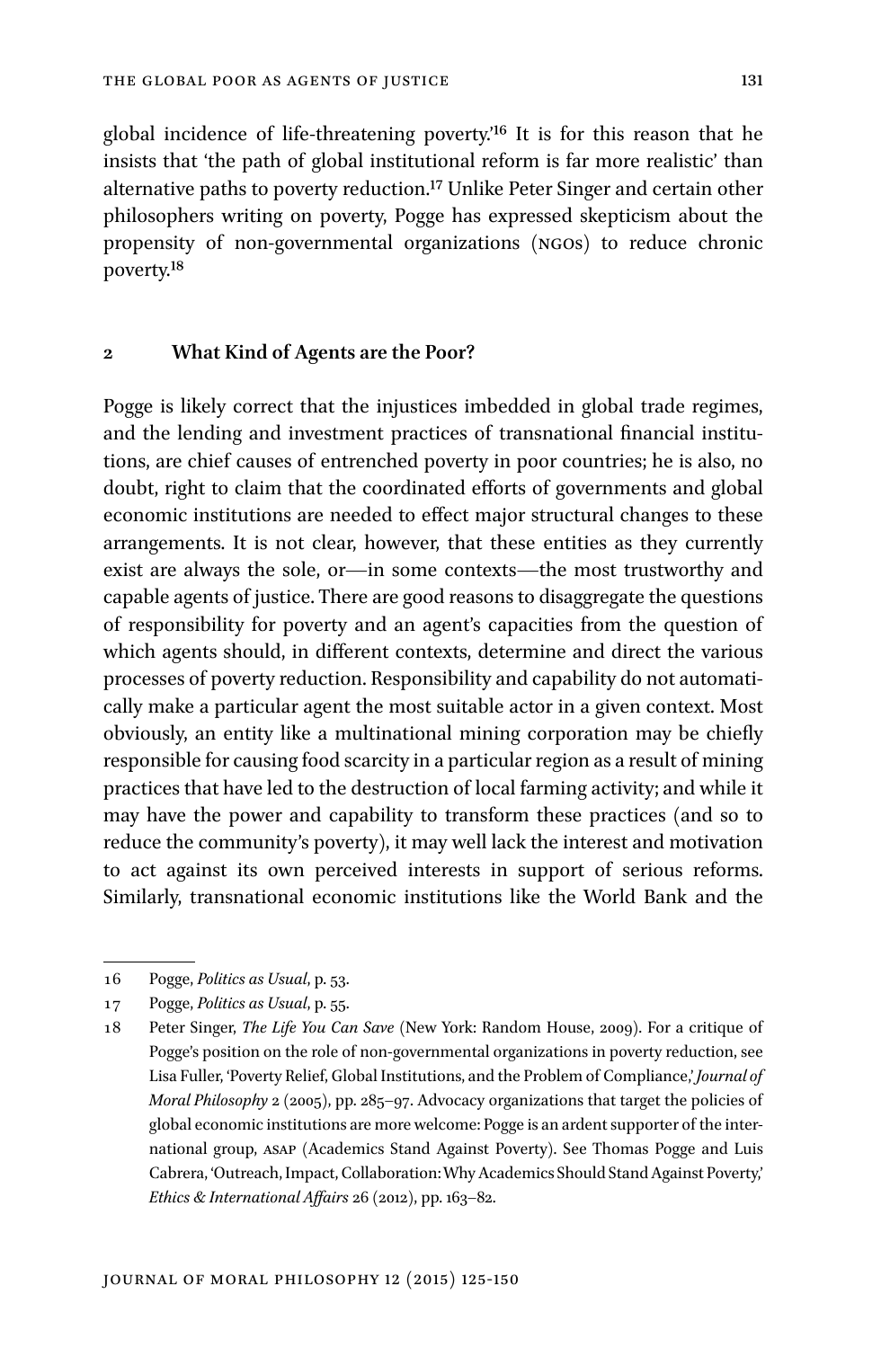global incidence of life-threatening poverty.'[16] It is for this reason that he insists that 'the path of global institutional reform is far more realistic' than alternative paths to poverty reduction.[17] Unlike Peter Singer and certain other philosophers writing on poverty, Pogge has expressed skepticism about the propensity of non-governmental organizations (NGOs) to reduce chronic poverty.[18]

## 2 What Kind of Agents are the Poor?

Pogge is likely correct that the injustices imbedded in global trade regimes, and the lending and investment practices of transnational financial institutions, are chief causes of entrenched poverty in poor countries; he is also, no doubt, right to claim that the coordinated efforts of governments and global economic institutions are needed to effect major structural changes to these arrangements. It is not clear, however, that these entities as they currently exist are always the sole, or—in some contexts—the most trustworthy and capable agents of justice. There are good reasons to disaggregate the questions of responsibility for poverty and an agent's capacities from the question of which agents should, in different contexts, determine and direct the various processes of poverty reduction. Responsibility and capability do not automatically make a particular agent the most suitable actor in a given context. Most obviously, an entity like a multinational mining corporation may be chiefly responsible for causing food scarcity in a particular region as a result of mining practices that have led to the destruction of local farming activity; and while it may have the power and capability to transform these practices (and so to reduce the community's poverty), it may well lack the interest and motivation to act against its own perceived interests in support of serious reforms. Similarly, transnational economic institutions like the World Bank and the

---

16 Pogge, *Politics as Usual*, p. 53.

17 Pogge, *Politics as Usual*, p. 55.

18 Peter Singer, *The Life You Can Save* (New York: Random House, 2009). For a critique of Pogge's position on the role of non-governmental organizations in poverty reduction, see Lisa Fuller, 'Poverty Relief, Global Institutions, and the Problem of Compliance,' *Journal of Moral Philosophy* 2 (2005), pp. 285–97. Advocacy organizations that target the policies of global economic institutions are more welcome: Pogge is an ardent supporter of the international group, ASAP (Academics Stand Against Poverty). See Thomas Pogge and Luis Cabrera, 'Outreach, Impact, Collaboration: Why Academics Should Stand Against Poverty,' *Ethics & International Affairs* 26 (2012), pp. 163–82.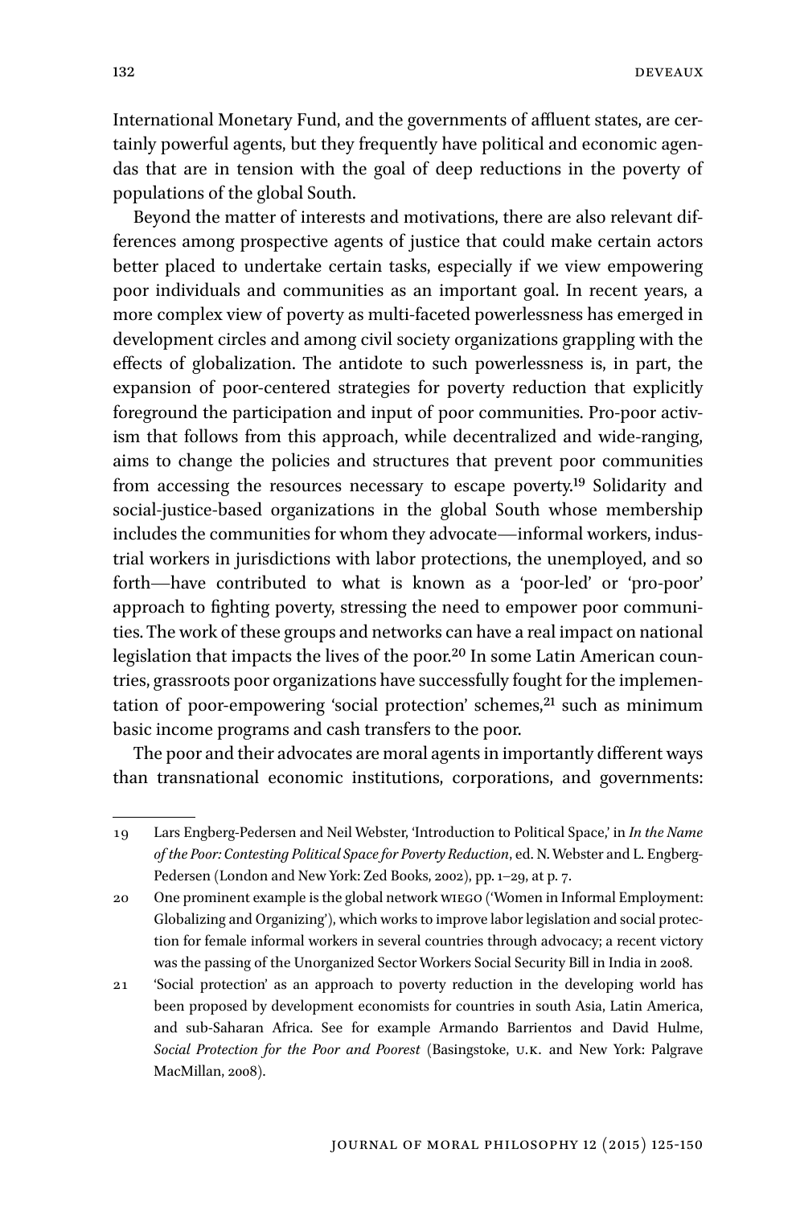International Monetary Fund, and the governments of affluent states, are certainly powerful agents, but they frequently have political and economic agendas that are in tension with the goal of deep reductions in the poverty of populations of the global South.

Beyond the matter of interests and motivations, there are also relevant differences among prospective agents of justice that could make certain actors better placed to undertake certain tasks, especially if we view empowering poor individuals and communities as an important goal. In recent years, a more complex view of poverty as multi-faceted powerlessness has emerged in development circles and among civil society organizations grappling with the effects of globalization. The antidote to such powerlessness is, in part, the expansion of poor-centered strategies for poverty reduction that explicitly foreground the participation and input of poor communities. Pro-poor activism that follows from this approach, while decentralized and wide-ranging, aims to change the policies and structures that prevent poor communities from accessing the resources necessary to escape poverty.[19] Solidarity and social-justice-based organizations in the global South whose membership includes the communities for whom they advocate—informal workers, industrial workers in jurisdictions with labor protections, the unemployed, and so forth—have contributed to what is known as a 'poor-led' or 'pro-poor' approach to fighting poverty, stressing the need to empower poor communities. The work of these groups and networks can have a real impact on national legislation that impacts the lives of the poor.[20] In some Latin American countries, grassroots poor organizations have successfully fought for the implementation of poor-empowering 'social protection' schemes,[21] such as minimum basic income programs and cash transfers to the poor.

The poor and their advocates are moral agents in importantly different ways than transnational economic institutions, corporations, and governments:

---

19 Lars Engberg-Pedersen and Neil Webster, 'Introduction to Political Space,' in *In the Name of the Poor: Contesting Political Space for Poverty Reduction*, ed. N. Webster and L. Engberg-Pedersen (London and New York: Zed Books, 2002), pp. 1–29, at p. 7.

20 One prominent example is the global network WIEGO ('Women in Informal Employment: Globalizing and Organizing'), which works to improve labor legislation and social protection for female informal workers in several countries through advocacy; a recent victory was the passing of the Unorganized Sector Workers Social Security Bill in India in 2008.

21 'Social protection' as an approach to poverty reduction in the developing world has been proposed by development economists for countries in south Asia, Latin America, and sub-Saharan Africa. See for example Armando Barrientos and David Hulme, *Social Protection for the Poor and Poorest* (Basingstoke, U.K. and New York: Palgrave MacMillan, 2008).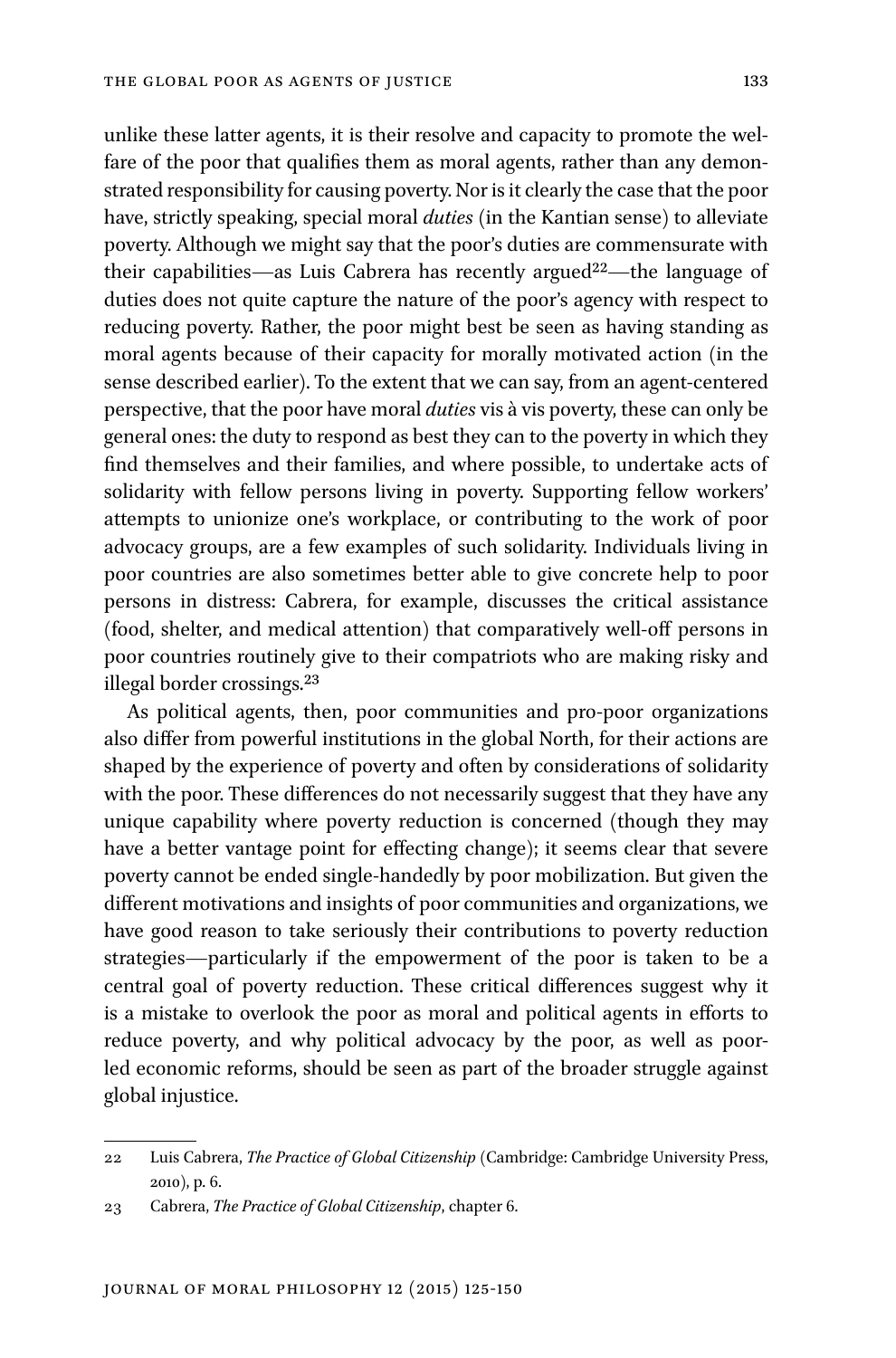unlike these latter agents, it is their resolve and capacity to promote the welfare of the poor that qualifies them as moral agents, rather than any demonstrated responsibility for causing poverty. Nor is it clearly the case that the poor have, strictly speaking, special moral *duties* (in the Kantian sense) to alleviate poverty. Although we might say that the poor's duties are commensurate with their capabilities—as Luis Cabrera has recently argued[22]—the language of duties does not quite capture the nature of the poor's agency with respect to reducing poverty. Rather, the poor might best be seen as having standing as moral agents because of their capacity for morally motivated action (in the sense described earlier). To the extent that we can say, from an agent-centered perspective, that the poor have moral *duties* vis à vis poverty, these can only be general ones: the duty to respond as best they can to the poverty in which they find themselves and their families, and where possible, to undertake acts of solidarity with fellow persons living in poverty. Supporting fellow workers' attempts to unionize one's workplace, or contributing to the work of poor advocacy groups, are a few examples of such solidarity. Individuals living in poor countries are also sometimes better able to give concrete help to poor persons in distress: Cabrera, for example, discusses the critical assistance (food, shelter, and medical attention) that comparatively well-off persons in poor countries routinely give to their compatriots who are making risky and illegal border crossings.[23]

As political agents, then, poor communities and pro-poor organizations also differ from powerful institutions in the global North, for their actions are shaped by the experience of poverty and often by considerations of solidarity with the poor. These differences do not necessarily suggest that they have any unique capability where poverty reduction is concerned (though they may have a better vantage point for effecting change); it seems clear that severe poverty cannot be ended single-handedly by poor mobilization. But given the different motivations and insights of poor communities and organizations, we have good reason to take seriously their contributions to poverty reduction strategies—particularly if the empowerment of the poor is taken to be a central goal of poverty reduction. These critical differences suggest why it is a mistake to overlook the poor as moral and political agents in efforts to reduce poverty, and why political advocacy by the poor, as well as poor-led economic reforms, should be seen as part of the broader struggle against global injustice.

22 Luis Cabrera, *The Practice of Global Citizenship* (Cambridge: Cambridge University Press, 2010), p. 6.

23 Cabrera, *The Practice of Global Citizenship*, chapter 6.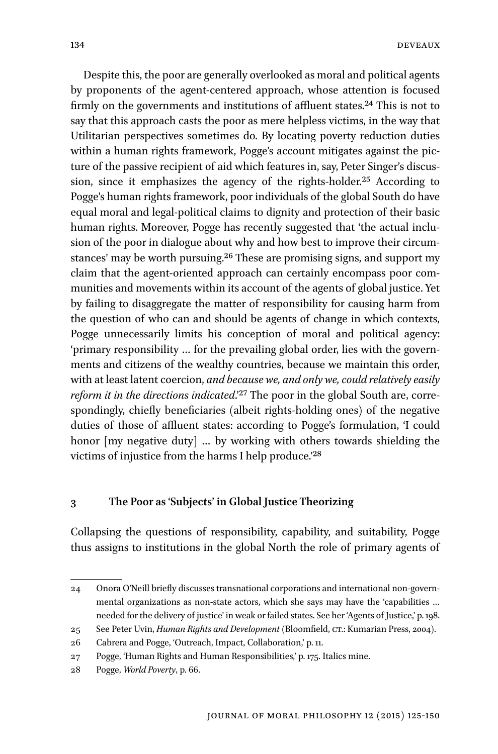Despite this, the poor are generally overlooked as moral and political agents by proponents of the agent-centered approach, whose attention is focused firmly on the governments and institutions of affluent states.[24] This is not to say that this approach casts the poor as mere helpless victims, in the way that Utilitarian perspectives sometimes do. By locating poverty reduction duties within a human rights framework, Pogge's account mitigates against the picture of the passive recipient of aid which features in, say, Peter Singer's discussion, since it emphasizes the agency of the rights-holder.[25] According to Pogge's human rights framework, poor individuals of the global South do have equal moral and legal-political claims to dignity and protection of their basic human rights. Moreover, Pogge has recently suggested that 'the actual inclusion of the poor in dialogue about why and how best to improve their circumstances' may be worth pursuing.[26] These are promising signs, and support my claim that the agent-oriented approach can certainly encompass poor communities and movements within its account of the agents of global justice. Yet by failing to disaggregate the matter of responsibility for causing harm from the question of who can and should be agents of change in which contexts, Pogge unnecessarily limits his conception of moral and political agency: 'primary responsibility … for the prevailing global order, lies with the governments and citizens of the wealthy countries, because we maintain this order, with at least latent coercion, *and because we, and only we, could relatively easily reform it in the directions indicated*.'[27] The poor in the global South are, correspondingly, chiefly beneficiaries (albeit rights-holding ones) of the negative duties of those of affluent states: according to Pogge's formulation, 'I could honor [my negative duty] … by working with others towards shielding the victims of injustice from the harms I help produce.'[28]

## 3 The Poor as 'Subjects' in Global Justice Theorizing

Collapsing the questions of responsibility, capability, and suitability, Pogge thus assigns to institutions in the global North the role of primary agents of

---

24 Onora O'Neill briefly discusses transnational corporations and international non-governmental organizations as non-state actors, which she says may have the 'capabilities … needed for the delivery of justice' in weak or failed states. See her 'Agents of Justice,' p. 198.

25 See Peter Uvin, *Human Rights and Development* (Bloomfield, CT.: Kumarian Press, 2004).

26 Cabrera and Pogge, 'Outreach, Impact, Collaboration,' p. 11.

27 Pogge, 'Human Rights and Human Responsibilities,' p. 175. Italics mine.

28 Pogge, *World Poverty*, p. 66.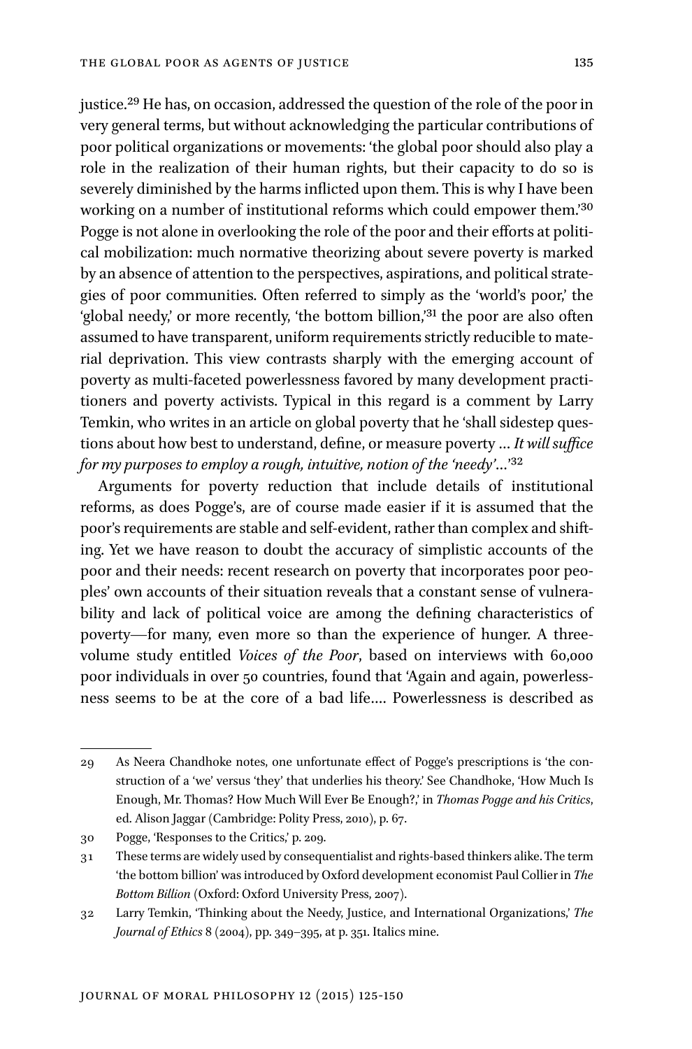justice.[29] He has, on occasion, addressed the question of the role of the poor in very general terms, but without acknowledging the particular contributions of poor political organizations or movements: 'the global poor should also play a role in the realization of their human rights, but their capacity to do so is severely diminished by the harms inflicted upon them. This is why I have been working on a number of institutional reforms which could empower them.'[30] Pogge is not alone in overlooking the role of the poor and their efforts at political mobilization: much normative theorizing about severe poverty is marked by an absence of attention to the perspectives, aspirations, and political strategies of poor communities. Often referred to simply as the 'world's poor,' the 'global needy,' or more recently, 'the bottom billion,'[31] the poor are also often assumed to have transparent, uniform requirements strictly reducible to material deprivation. This view contrasts sharply with the emerging account of poverty as multi-faceted powerlessness favored by many development practitioners and poverty activists. Typical in this regard is a comment by Larry Temkin, who writes in an article on global poverty that he 'shall sidestep questions about how best to understand, define, or measure poverty … *It will suffice for my purposes to employ a rough, intuitive, notion of the 'needy'*…'[32]

Arguments for poverty reduction that include details of institutional reforms, as does Pogge's, are of course made easier if it is assumed that the poor's requirements are stable and self-evident, rather than complex and shifting. Yet we have reason to doubt the accuracy of simplistic accounts of the poor and their needs: recent research on poverty that incorporates poor peoples' own accounts of their situation reveals that a constant sense of vulnerability and lack of political voice are among the defining characteristics of poverty—for many, even more so than the experience of hunger. A three-volume study entitled *Voices of the Poor*, based on interviews with 60,000 poor individuals in over 50 countries, found that 'Again and again, powerlessness seems to be at the core of a bad life…. Powerlessness is described as

---

29 As Neera Chandhoke notes, one unfortunate effect of Pogge's prescriptions is 'the construction of a 'we' versus 'they' that underlies his theory.' See Chandhoke, 'How Much Is Enough, Mr. Thomas? How Much Will Ever Be Enough?,' in *Thomas Pogge and his Critics*, ed. Alison Jaggar (Cambridge: Polity Press, 2010), p. 67.

30 Pogge, 'Responses to the Critics,' p. 209.

31 These terms are widely used by consequentialist and rights-based thinkers alike. The term 'the bottom billion' was introduced by Oxford development economist Paul Collier in *The Bottom Billion* (Oxford: Oxford University Press, 2007).

32 Larry Temkin, 'Thinking about the Needy, Justice, and International Organizations,' *The Journal of Ethics* 8 (2004), pp. 349–395, at p. 351. Italics mine.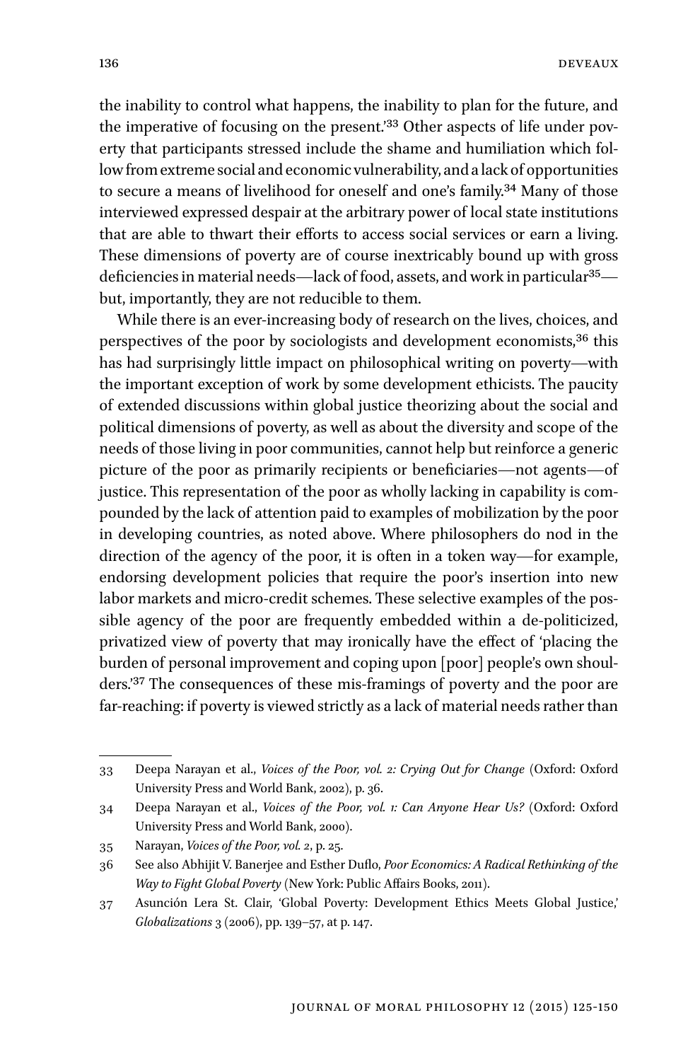the inability to control what happens, the inability to plan for the future, and the imperative of focusing on the present.'[33] Other aspects of life under poverty that participants stressed include the shame and humiliation which follow from extreme social and economic vulnerability, and a lack of opportunities to secure a means of livelihood for oneself and one's family.[34] Many of those interviewed expressed despair at the arbitrary power of local state institutions that are able to thwart their efforts to access social services or earn a living. These dimensions of poverty are of course inextricably bound up with gross deficiencies in material needs—lack of food, assets, and work in particular[35]—but, importantly, they are not reducible to them.

While there is an ever-increasing body of research on the lives, choices, and perspectives of the poor by sociologists and development economists,[36] this has had surprisingly little impact on philosophical writing on poverty—with the important exception of work by some development ethicists. The paucity of extended discussions within global justice theorizing about the social and political dimensions of poverty, as well as about the diversity and scope of the needs of those living in poor communities, cannot help but reinforce a generic picture of the poor as primarily recipients or beneficiaries—not agents—of justice. This representation of the poor as wholly lacking in capability is compounded by the lack of attention paid to examples of mobilization by the poor in developing countries, as noted above. Where philosophers do nod in the direction of the agency of the poor, it is often in a token way—for example, endorsing development policies that require the poor's insertion into new labor markets and micro-credit schemes. These selective examples of the possible agency of the poor are frequently embedded within a de-politicized, privatized view of poverty that may ironically have the effect of 'placing the burden of personal improvement and coping upon [poor] people's own shoulders.'[37] The consequences of these mis-framings of poverty and the poor are far-reaching: if poverty is viewed strictly as a lack of material needs rather than

---

33 Deepa Narayan et al., *Voices of the Poor, vol. 2: Crying Out for Change* (Oxford: Oxford University Press and World Bank, 2002), p. 36.

34 Deepa Narayan et al., *Voices of the Poor, vol. 1: Can Anyone Hear Us?* (Oxford: Oxford University Press and World Bank, 2000).

35 Narayan, *Voices of the Poor, vol. 2*, p. 25.

36 See also Abhijit V. Banerjee and Esther Duflo, *Poor Economics: A Radical Rethinking of the Way to Fight Global Poverty* (New York: Public Affairs Books, 2011).

37 Asunción Lera St. Clair, 'Global Poverty: Development Ethics Meets Global Justice,' *Globalizations* 3 (2006), pp. 139–57, at p. 147.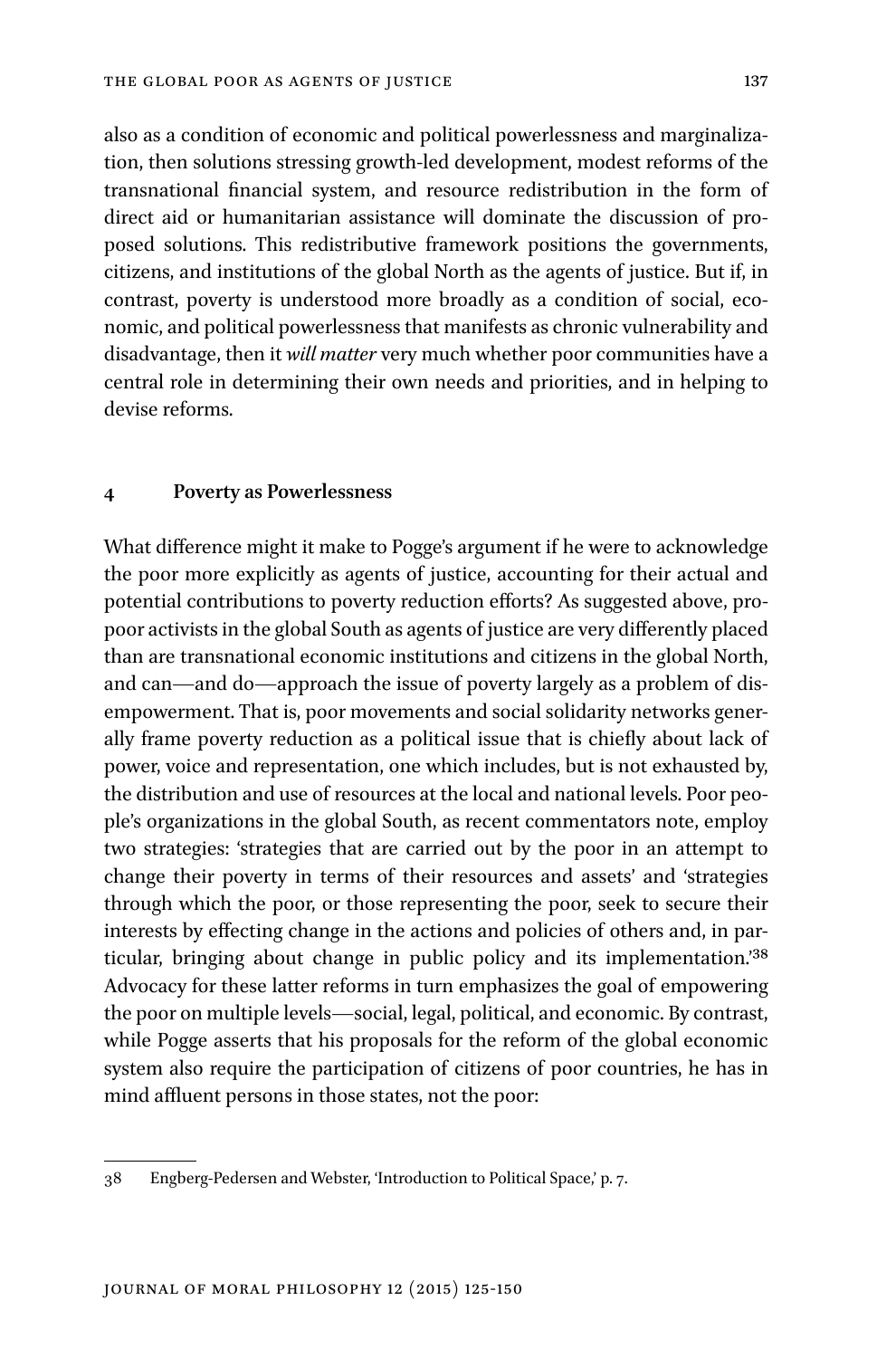also as a condition of economic and political powerlessness and marginalization, then solutions stressing growth-led development, modest reforms of the transnational financial system, and resource redistribution in the form of direct aid or humanitarian assistance will dominate the discussion of proposed solutions. This redistributive framework positions the governments, citizens, and institutions of the global North as the agents of justice. But if, in contrast, poverty is understood more broadly as a condition of social, economic, and political powerlessness that manifests as chronic vulnerability and disadvantage, then it *will matter* very much whether poor communities have a central role in determining their own needs and priorities, and in helping to devise reforms.

## 4 Poverty as Powerlessness

What difference might it make to Pogge's argument if he were to acknowledge the poor more explicitly as agents of justice, accounting for their actual and potential contributions to poverty reduction efforts? As suggested above, pro-poor activists in the global South as agents of justice are very differently placed than are transnational economic institutions and citizens in the global North, and can—and do—approach the issue of poverty largely as a problem of disempowerment. That is, poor movements and social solidarity networks generally frame poverty reduction as a political issue that is chiefly about lack of power, voice and representation, one which includes, but is not exhausted by, the distribution and use of resources at the local and national levels. Poor people's organizations in the global South, as recent commentators note, employ two strategies: 'strategies that are carried out by the poor in an attempt to change their poverty in terms of their resources and assets' and 'strategies through which the poor, or those representing the poor, seek to secure their interests by effecting change in the actions and policies of others and, in particular, bringing about change in public policy and its implementation.'[38] Advocacy for these latter reforms in turn emphasizes the goal of empowering the poor on multiple levels—social, legal, political, and economic. By contrast, while Pogge asserts that his proposals for the reform of the global economic system also require the participation of citizens of poor countries, he has in mind affluent persons in those states, not the poor:

38 Engberg-Pedersen and Webster, 'Introduction to Political Space,' p. 7.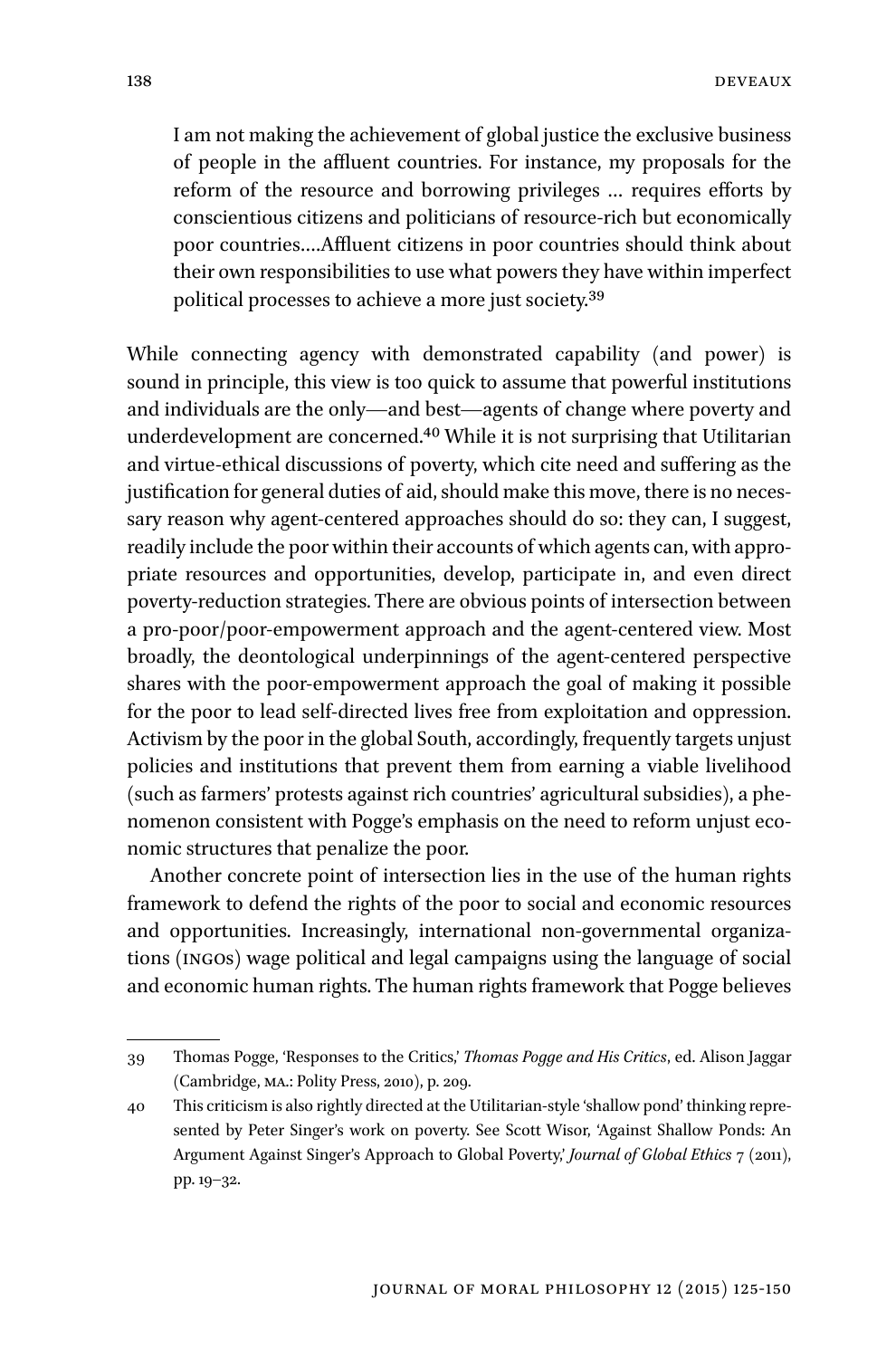> I am not making the achievement of global justice the exclusive business of people in the affluent countries. For instance, my proposals for the reform of the resource and borrowing privileges … requires efforts by conscientious citizens and politicians of resource-rich but economically poor countries….Affluent citizens in poor countries should think about their own responsibilities to use what powers they have within imperfect political processes to achieve a more just society.[39]

While connecting agency with demonstrated capability (and power) is sound in principle, this view is too quick to assume that powerful institutions and individuals are the only—and best—agents of change where poverty and underdevelopment are concerned.[40] While it is not surprising that Utilitarian and virtue-ethical discussions of poverty, which cite need and suffering as the justification for general duties of aid, should make this move, there is no necessary reason why agent-centered approaches should do so: they can, I suggest, readily include the poor within their accounts of which agents can, with appropriate resources and opportunities, develop, participate in, and even direct poverty-reduction strategies. There are obvious points of intersection between a pro-poor/poor-empowerment approach and the agent-centered view. Most broadly, the deontological underpinnings of the agent-centered perspective shares with the poor-empowerment approach the goal of making it possible for the poor to lead self-directed lives free from exploitation and oppression. Activism by the poor in the global South, accordingly, frequently targets unjust policies and institutions that prevent them from earning a viable livelihood (such as farmers' protests against rich countries' agricultural subsidies), a phenomenon consistent with Pogge's emphasis on the need to reform unjust economic structures that penalize the poor.

Another concrete point of intersection lies in the use of the human rights framework to defend the rights of the poor to social and economic resources and opportunities. Increasingly, international non-governmental organizations (INGOs) wage political and legal campaigns using the language of social and economic human rights. The human rights framework that Pogge believes

---

39 Thomas Pogge, 'Responses to the Critics,' *Thomas Pogge and His Critics*, ed. Alison Jaggar (Cambridge, MA.: Polity Press, 2010), p. 209.

40 This criticism is also rightly directed at the Utilitarian-style 'shallow pond' thinking represented by Peter Singer's work on poverty. See Scott Wisor, 'Against Shallow Ponds: An Argument Against Singer's Approach to Global Poverty,' *Journal of Global Ethics* 7 (2011), pp. 19–32.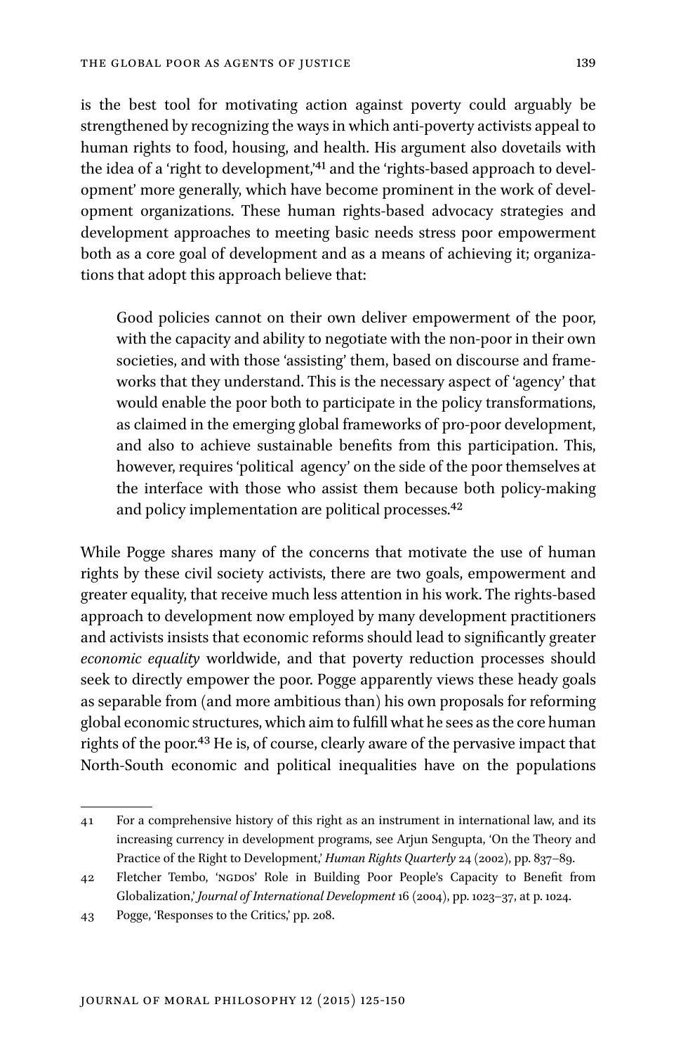is the best tool for motivating action against poverty could arguably be strengthened by recognizing the ways in which anti-poverty activists appeal to human rights to food, housing, and health. His argument also dovetails with the idea of a 'right to development,'[41] and the 'rights-based approach to development' more generally, which have become prominent in the work of development organizations. These human rights-based advocacy strategies and development approaches to meeting basic needs stress poor empowerment both as a core goal of development and as a means of achieving it; organizations that adopt this approach believe that:

> Good policies cannot on their own deliver empowerment of the poor, with the capacity and ability to negotiate with the non-poor in their own societies, and with those 'assisting' them, based on discourse and frameworks that they understand. This is the necessary aspect of 'agency' that would enable the poor both to participate in the policy transformations, as claimed in the emerging global frameworks of pro-poor development, and also to achieve sustainable benefits from this participation. This, however, requires 'political agency' on the side of the poor themselves at the interface with those who assist them because both policy-making and policy implementation are political processes.[42]

While Pogge shares many of the concerns that motivate the use of human rights by these civil society activists, there are two goals, empowerment and greater equality, that receive much less attention in his work. The rights-based approach to development now employed by many development practitioners and activists insists that economic reforms should lead to significantly greater *economic equality* worldwide, and that poverty reduction processes should seek to directly empower the poor. Pogge apparently views these heady goals as separable from (and more ambitious than) his own proposals for reforming global economic structures, which aim to fulfill what he sees as the core human rights of the poor.[43] He is, of course, clearly aware of the pervasive impact that North-South economic and political inequalities have on the populations

---

41 For a comprehensive history of this right as an instrument in international law, and its increasing currency in development programs, see Arjun Sengupta, 'On the Theory and Practice of the Right to Development,' *Human Rights Quarterly* 24 (2002), pp. 837–89.

42 Fletcher Tembo, 'NGDOs' Role in Building Poor People's Capacity to Benefit from Globalization,' *Journal of International Development* 16 (2004), pp. 1023–37, at p. 1024.

43 Pogge, 'Responses to the Critics,' pp. 208.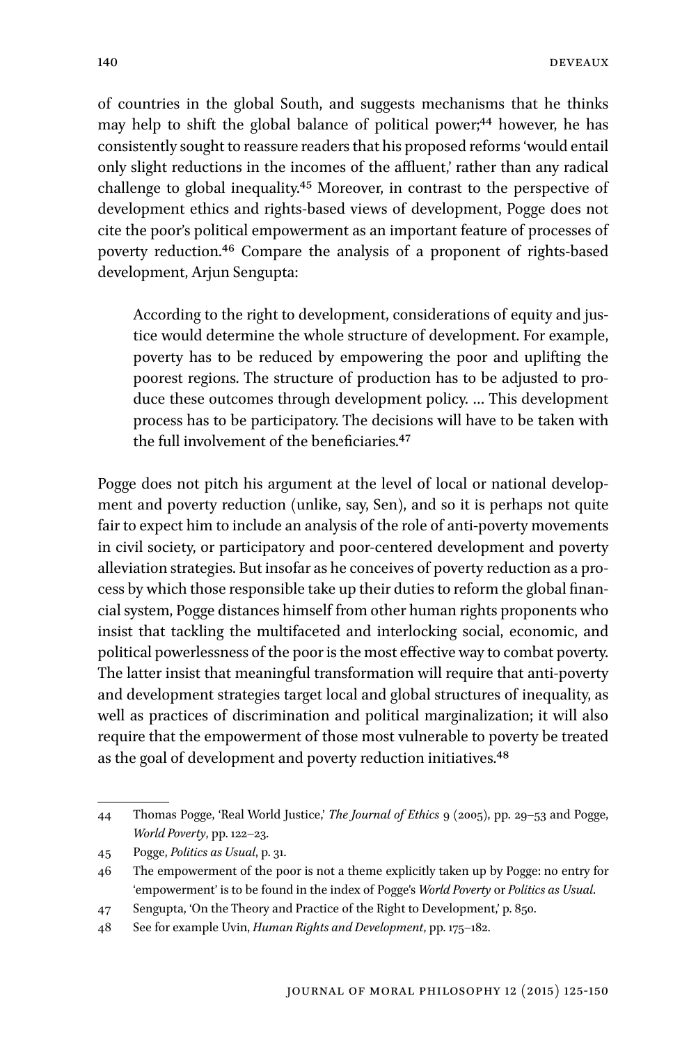of countries in the global South, and suggests mechanisms that he thinks may help to shift the global balance of political power;[44] however, he has consistently sought to reassure readers that his proposed reforms 'would entail only slight reductions in the incomes of the affluent,' rather than any radical challenge to global inequality.[45] Moreover, in contrast to the perspective of development ethics and rights-based views of development, Pogge does not cite the poor's political empowerment as an important feature of processes of poverty reduction.[46] Compare the analysis of a proponent of rights-based development, Arjun Sengupta:

> According to the right to development, considerations of equity and justice would determine the whole structure of development. For example, poverty has to be reduced by empowering the poor and uplifting the poorest regions. The structure of production has to be adjusted to produce these outcomes through development policy. … This development process has to be participatory. The decisions will have to be taken with the full involvement of the beneficiaries.[47]

Pogge does not pitch his argument at the level of local or national development and poverty reduction (unlike, say, Sen), and so it is perhaps not quite fair to expect him to include an analysis of the role of anti-poverty movements in civil society, or participatory and poor-centered development and poverty alleviation strategies. But insofar as he conceives of poverty reduction as a process by which those responsible take up their duties to reform the global financial system, Pogge distances himself from other human rights proponents who insist that tackling the multifaceted and interlocking social, economic, and political powerlessness of the poor is the most effective way to combat poverty. The latter insist that meaningful transformation will require that anti-poverty and development strategies target local and global structures of inequality, as well as practices of discrimination and political marginalization; it will also require that the empowerment of those most vulnerable to poverty be treated as the goal of development and poverty reduction initiatives.[48]

---

44 Thomas Pogge, 'Real World Justice,' *The Journal of Ethics* 9 (2005), pp. 29–53 and Pogge, *World Poverty*, pp. 122–23.

45 Pogge, *Politics as Usual*, p. 31.

46 The empowerment of the poor is not a theme explicitly taken up by Pogge: no entry for 'empowerment' is to be found in the index of Pogge's *World Poverty* or *Politics as Usual*.

47 Sengupta, 'On the Theory and Practice of the Right to Development,' p. 850.

48 See for example Uvin, *Human Rights and Development*, pp. 175–182.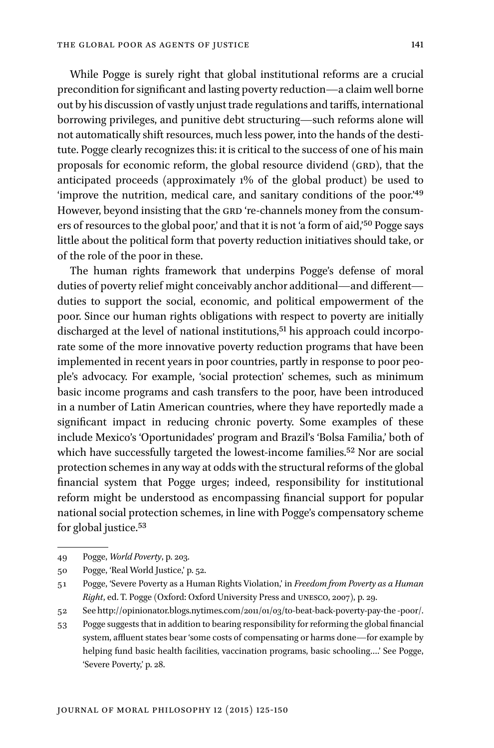While Pogge is surely right that global institutional reforms are a crucial precondition for significant and lasting poverty reduction—a claim well borne out by his discussion of vastly unjust trade regulations and tariffs, international borrowing privileges, and punitive debt structuring—such reforms alone will not automatically shift resources, much less power, into the hands of the destitute. Pogge clearly recognizes this: it is critical to the success of one of his main proposals for economic reform, the global resource dividend (GRD), that the anticipated proceeds (approximately 1% of the global product) be used to 'improve the nutrition, medical care, and sanitary conditions of the poor.'[49] However, beyond insisting that the GRD 're-channels money from the consumers of resources to the global poor,' and that it is not 'a form of aid,'[50] Pogge says little about the political form that poverty reduction initiatives should take, or of the role of the poor in these.

The human rights framework that underpins Pogge's defense of moral duties of poverty relief might conceivably anchor additional—and different—duties to support the social, economic, and political empowerment of the poor. Since our human rights obligations with respect to poverty are initially discharged at the level of national institutions,[51] his approach could incorporate some of the more innovative poverty reduction programs that have been implemented in recent years in poor countries, partly in response to poor people's advocacy. For example, 'social protection' schemes, such as minimum basic income programs and cash transfers to the poor, have been introduced in a number of Latin American countries, where they have reportedly made a significant impact in reducing chronic poverty. Some examples of these include Mexico's 'Oportunidades' program and Brazil's 'Bolsa Familia,' both of which have successfully targeted the lowest-income families.[52] Nor are social protection schemes in any way at odds with the structural reforms of the global financial system that Pogge urges; indeed, responsibility for institutional reform might be understood as encompassing financial support for popular national social protection schemes, in line with Pogge's compensatory scheme for global justice.[53]

---

49 Pogge, *World Poverty*, p. 203.

50 Pogge, 'Real World Justice,' p. 52.

51 Pogge, 'Severe Poverty as a Human Rights Violation,' in *Freedom from Poverty as a Human Right*, ed. T. Pogge (Oxford: Oxford University Press and UNESCO, 2007), p. 29.

52 See http://opinionator.blogs.nytimes.com/2011/01/03/to-beat-back-poverty-pay-the-poor/.

53 Pogge suggests that in addition to bearing responsibility for reforming the global financial system, affluent states bear 'some costs of compensating or harms done—for example by helping fund basic health facilities, vaccination programs, basic schooling….' See Pogge, 'Severe Poverty,' p. 28.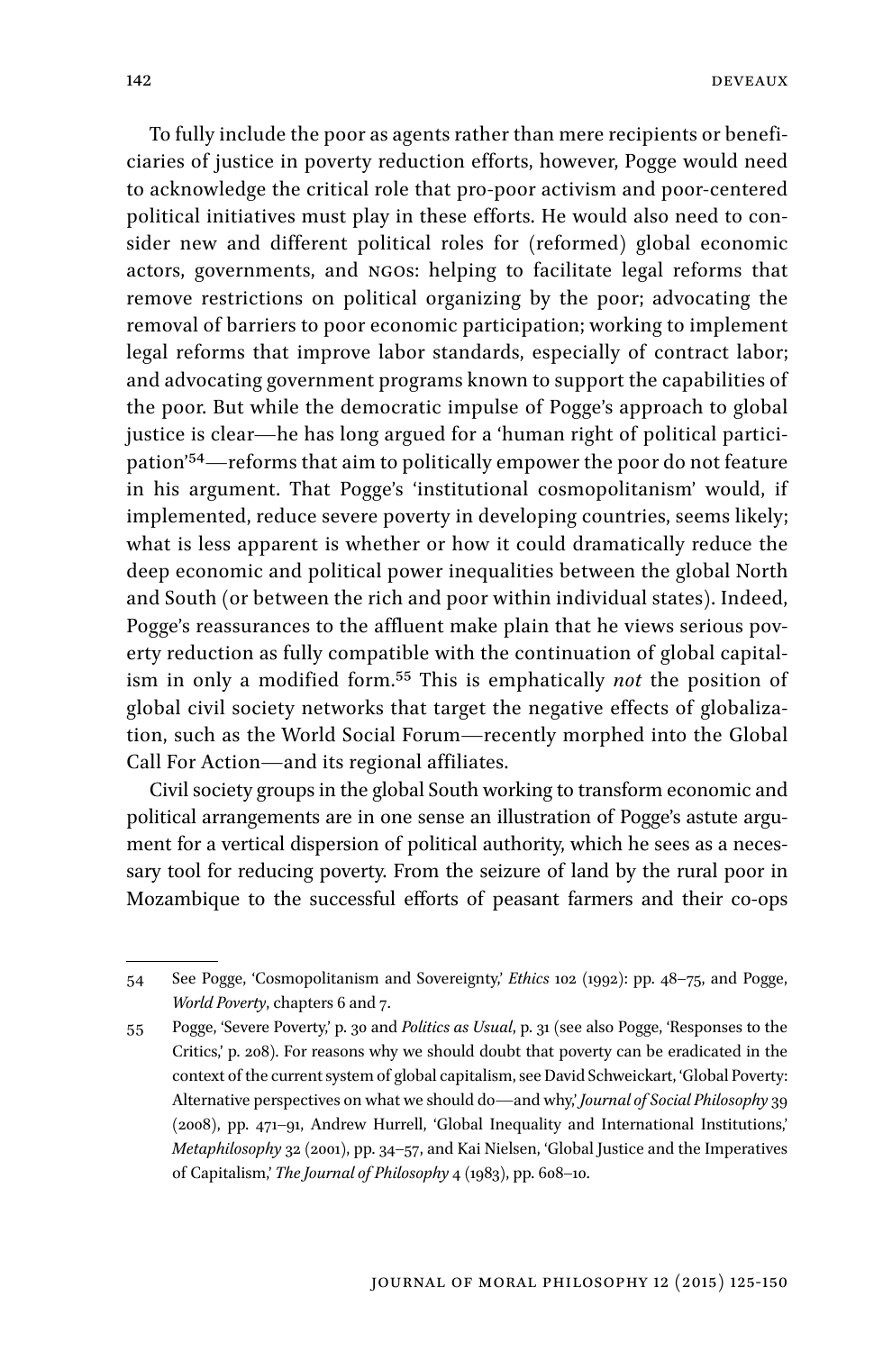To fully include the poor as agents rather than mere recipients or beneficiaries of justice in poverty reduction efforts, however, Pogge would need to acknowledge the critical role that pro-poor activism and poor-centered political initiatives must play in these efforts. He would also need to consider new and different political roles for (reformed) global economic actors, governments, and NGOs: helping to facilitate legal reforms that remove restrictions on political organizing by the poor; advocating the removal of barriers to poor economic participation; working to implement legal reforms that improve labor standards, especially of contract labor; and advocating government programs known to support the capabilities of the poor. But while the democratic impulse of Pogge's approach to global justice is clear—he has long argued for a 'human right of political participation'[54]—reforms that aim to politically empower the poor do not feature in his argument. That Pogge's 'institutional cosmopolitanism' would, if implemented, reduce severe poverty in developing countries, seems likely; what is less apparent is whether or how it could dramatically reduce the deep economic and political power inequalities between the global North and South (or between the rich and poor within individual states). Indeed, Pogge's reassurances to the affluent make plain that he views serious poverty reduction as fully compatible with the continuation of global capitalism in only a modified form.[55] This is emphatically *not* the position of global civil society networks that target the negative effects of globalization, such as the World Social Forum—recently morphed into the Global Call For Action—and its regional affiliates.

Civil society groups in the global South working to transform economic and political arrangements are in one sense an illustration of Pogge's astute argument for a vertical dispersion of political authority, which he sees as a necessary tool for reducing poverty. From the seizure of land by the rural poor in Mozambique to the successful efforts of peasant farmers and their co-ops

---

54 See Pogge, 'Cosmopolitanism and Sovereignty,' *Ethics* 102 (1992): pp. 48–75, and Pogge, *World Poverty*, chapters 6 and 7.

55 Pogge, 'Severe Poverty,' p. 30 and *Politics as Usual*, p. 31 (see also Pogge, 'Responses to the Critics,' p. 208). For reasons why we should doubt that poverty can be eradicated in the context of the current system of global capitalism, see David Schweickart, 'Global Poverty: Alternative perspectives on what we should do—and why,' *Journal of Social Philosophy* 39 (2008), pp. 471–91, Andrew Hurrell, 'Global Inequality and International Institutions,' *Metaphilosophy* 32 (2001), pp. 34–57, and Kai Nielsen, 'Global Justice and the Imperatives of Capitalism,' *The Journal of Philosophy* 4 (1983), pp. 608–10.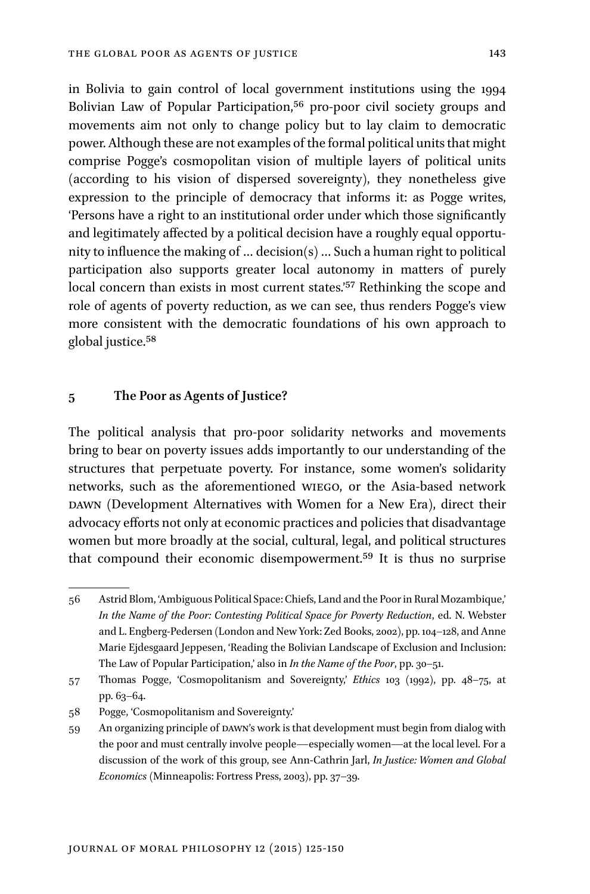in Bolivia to gain control of local government institutions using the 1994 Bolivian Law of Popular Participation,[56] pro-poor civil society groups and movements aim not only to change policy but to lay claim to democratic power. Although these are not examples of the formal political units that might comprise Pogge's cosmopolitan vision of multiple layers of political units (according to his vision of dispersed sovereignty), they nonetheless give expression to the principle of democracy that informs it: as Pogge writes, 'Persons have a right to an institutional order under which those significantly and legitimately affected by a political decision have a roughly equal opportunity to influence the making of … decision(s) … Such a human right to political participation also supports greater local autonomy in matters of purely local concern than exists in most current states.'[57] Rethinking the scope and role of agents of poverty reduction, as we can see, thus renders Pogge's view more consistent with the democratic foundations of his own approach to global justice.[58]

## 5 The Poor as Agents of Justice?

The political analysis that pro-poor solidarity networks and movements bring to bear on poverty issues adds importantly to our understanding of the structures that perpetuate poverty. For instance, some women's solidarity networks, such as the aforementioned WIEGO, or the Asia-based network DAWN (Development Alternatives with Women for a New Era), direct their advocacy efforts not only at economic practices and policies that disadvantage women but more broadly at the social, cultural, legal, and political structures that compound their economic disempowerment.[59] It is thus no surprise

---

56 Astrid Blom, 'Ambiguous Political Space: Chiefs, Land and the Poor in Rural Mozambique,' *In the Name of the Poor: Contesting Political Space for Poverty Reduction*, ed. N. Webster and L. Engberg-Pedersen (London and New York: Zed Books, 2002), pp. 104–128, and Anne Marie Ejdesgaard Jeppesen, 'Reading the Bolivian Landscape of Exclusion and Inclusion: The Law of Popular Participation,' also in *In the Name of the Poor*, pp. 30–51.

57 Thomas Pogge, 'Cosmopolitanism and Sovereignty,' *Ethics* 103 (1992), pp. 48–75, at pp. 63–64.

58 Pogge, 'Cosmopolitanism and Sovereignty.'

59 An organizing principle of DAWN's work is that development must begin from dialog with the poor and must centrally involve people—especially women—at the local level. For a discussion of the work of this group, see Ann-Cathrin Jarl, *In Justice: Women and Global Economics* (Minneapolis: Fortress Press, 2003), pp. 37–39.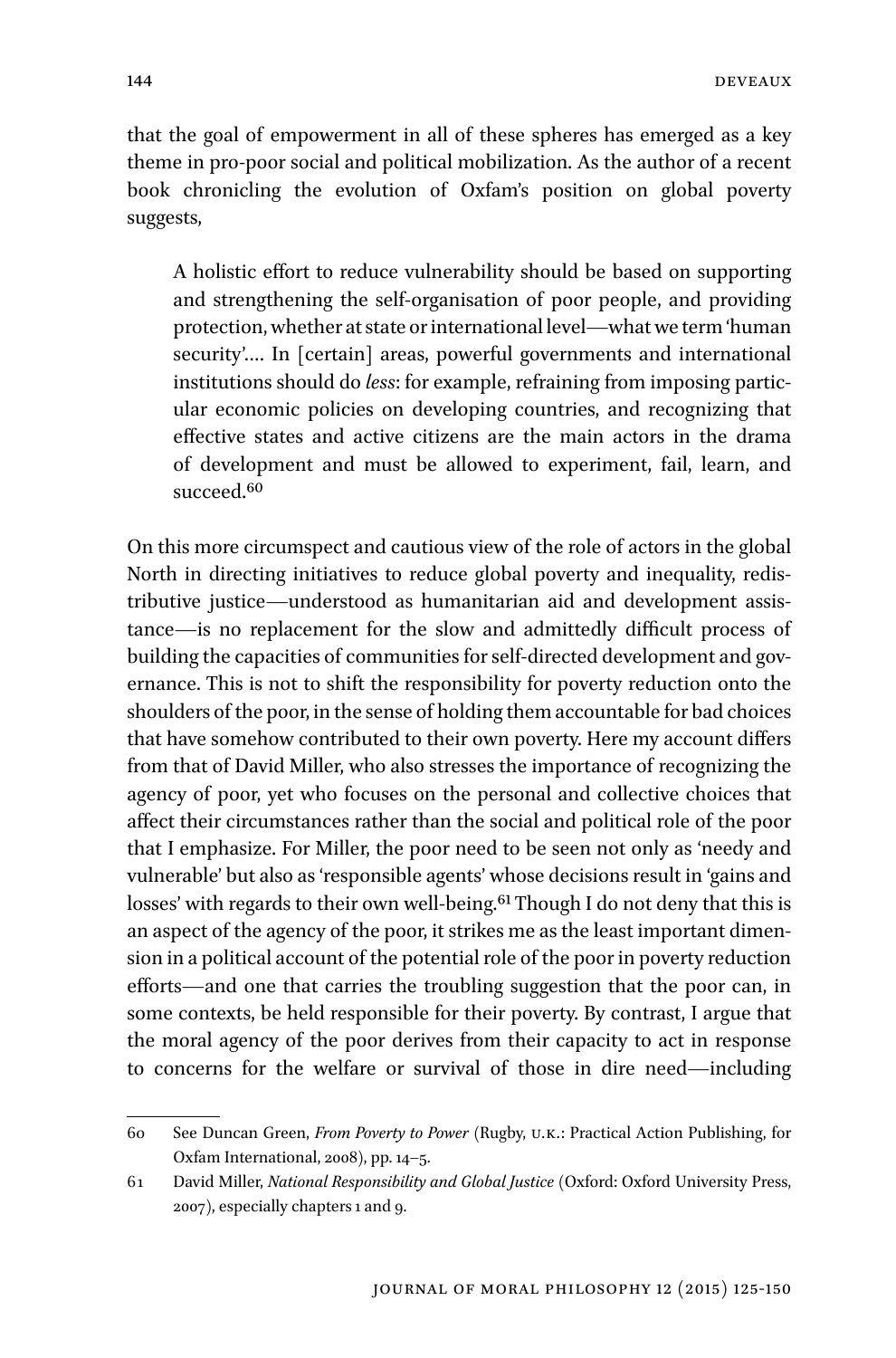that the goal of empowerment in all of these spheres has emerged as a key theme in pro-poor social and political mobilization. As the author of a recent book chronicling the evolution of Oxfam's position on global poverty suggests,

> A holistic effort to reduce vulnerability should be based on supporting and strengthening the self-organisation of poor people, and providing protection, whether at state or international level—what we term 'human security'.… In [certain] areas, powerful governments and international institutions should do *less*: for example, refraining from imposing particular economic policies on developing countries, and recognizing that effective states and active citizens are the main actors in the drama of development and must be allowed to experiment, fail, learn, and succeed.[60]

On this more circumspect and cautious view of the role of actors in the global North in directing initiatives to reduce global poverty and inequality, redistributive justice—understood as humanitarian aid and development assistance—is no replacement for the slow and admittedly difficult process of building the capacities of communities for self-directed development and governance. This is not to shift the responsibility for poverty reduction onto the shoulders of the poor, in the sense of holding them accountable for bad choices that have somehow contributed to their own poverty. Here my account differs from that of David Miller, who also stresses the importance of recognizing the agency of poor, yet who focuses on the personal and collective choices that affect their circumstances rather than the social and political role of the poor that I emphasize. For Miller, the poor need to be seen not only as 'needy and vulnerable' but also as 'responsible agents' whose decisions result in 'gains and losses' with regards to their own well-being.[61] Though I do not deny that this is an aspect of the agency of the poor, it strikes me as the least important dimension in a political account of the potential role of the poor in poverty reduction efforts—and one that carries the troubling suggestion that the poor can, in some contexts, be held responsible for their poverty. By contrast, I argue that the moral agency of the poor derives from their capacity to act in response to concerns for the welfare or survival of those in dire need—including

---

60 See Duncan Green, *From Poverty to Power* (Rugby, U.K.: Practical Action Publishing, for Oxfam International, 2008), pp. 14–5.

61 David Miller, *National Responsibility and Global Justice* (Oxford: Oxford University Press, 2007), especially chapters 1 and 9.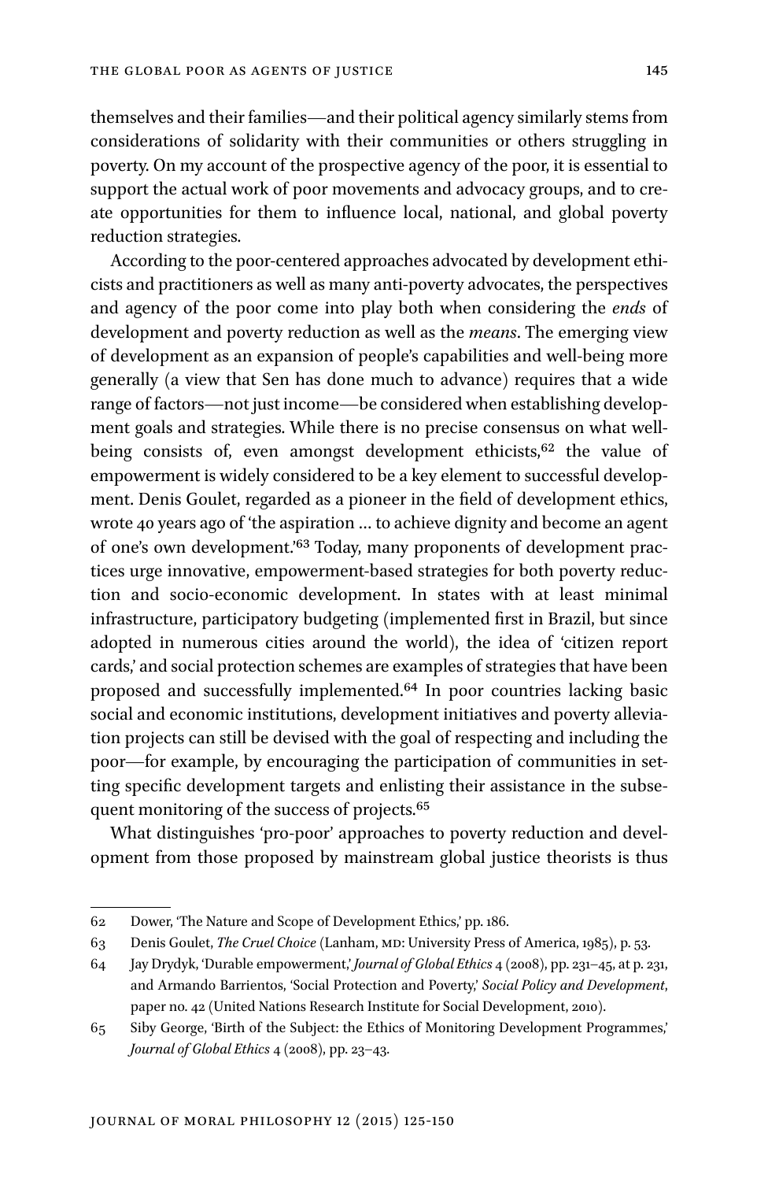themselves and their families—and their political agency similarly stems from considerations of solidarity with their communities or others struggling in poverty. On my account of the prospective agency of the poor, it is essential to support the actual work of poor movements and advocacy groups, and to create opportunities for them to influence local, national, and global poverty reduction strategies.

According to the poor-centered approaches advocated by development ethicists and practitioners as well as many anti-poverty advocates, the perspectives and agency of the poor come into play both when considering the *ends* of development and poverty reduction as well as the *means*. The emerging view of development as an expansion of people's capabilities and well-being more generally (a view that Sen has done much to advance) requires that a wide range of factors—not just income—be considered when establishing development goals and strategies. While there is no precise consensus on what well-being consists of, even amongst development ethicists,[62] the value of empowerment is widely considered to be a key element to successful development. Denis Goulet, regarded as a pioneer in the field of development ethics, wrote 40 years ago of 'the aspiration … to achieve dignity and become an agent of one's own development.'[63] Today, many proponents of development practices urge innovative, empowerment-based strategies for both poverty reduction and socio-economic development. In states with at least minimal infrastructure, participatory budgeting (implemented first in Brazil, but since adopted in numerous cities around the world), the idea of 'citizen report cards,' and social protection schemes are examples of strategies that have been proposed and successfully implemented.[64] In poor countries lacking basic social and economic institutions, development initiatives and poverty alleviation projects can still be devised with the goal of respecting and including the poor—for example, by encouraging the participation of communities in setting specific development targets and enlisting their assistance in the subsequent monitoring of the success of projects.[65]

What distinguishes 'pro-poor' approaches to poverty reduction and development from those proposed by mainstream global justice theorists is thus

---

62 Dower, 'The Nature and Scope of Development Ethics,' pp. 186.

63 Denis Goulet, *The Cruel Choice* (Lanham, MD: University Press of America, 1985), p. 53.

64 Jay Drydyk, 'Durable empowerment,' *Journal of Global Ethics* 4 (2008), pp. 231–45, at p. 231, and Armando Barrientos, 'Social Protection and Poverty,' *Social Policy and Development*, paper no. 42 (United Nations Research Institute for Social Development, 2010).

65 Siby George, 'Birth of the Subject: the Ethics of Monitoring Development Programmes,' *Journal of Global Ethics* 4 (2008), pp. 23–43.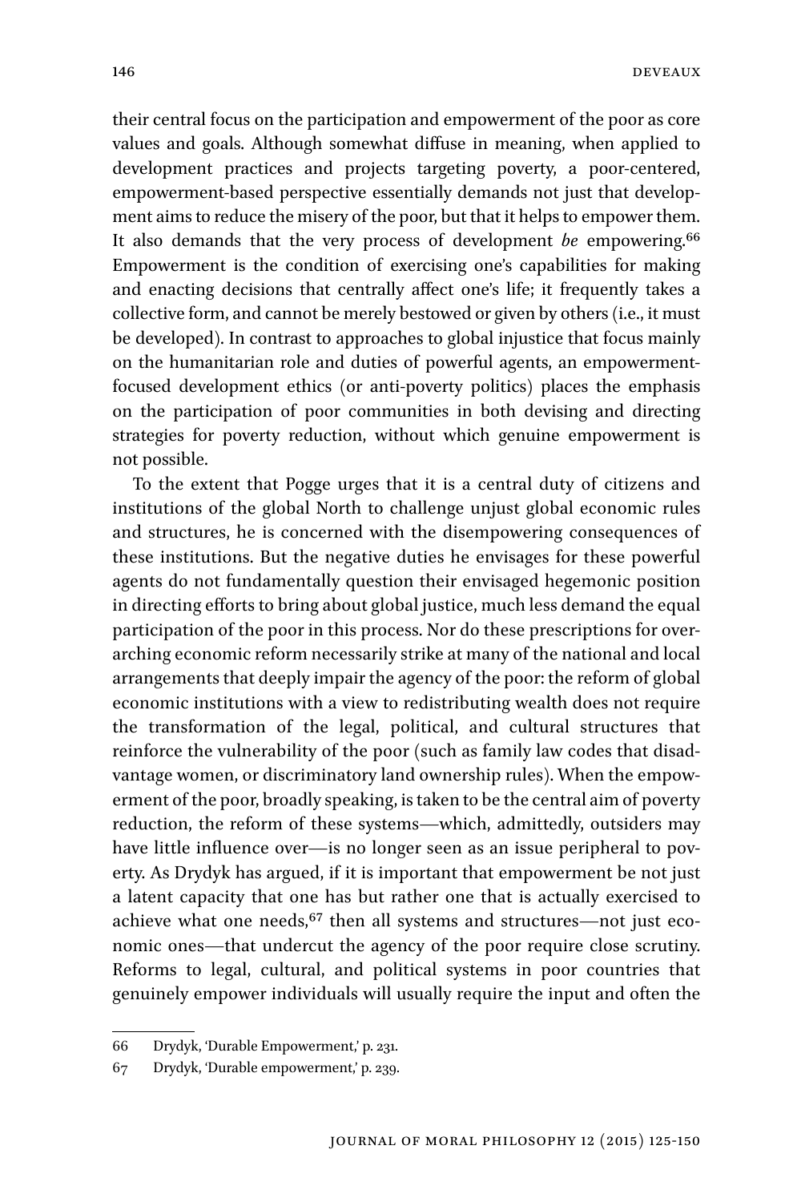their central focus on the participation and empowerment of the poor as core values and goals. Although somewhat diffuse in meaning, when applied to development practices and projects targeting poverty, a poor-centered, empowerment-based perspective essentially demands not just that development aims to reduce the misery of the poor, but that it helps to empower them. It also demands that the very process of development *be* empowering.[66] Empowerment is the condition of exercising one's capabilities for making and enacting decisions that centrally affect one's life; it frequently takes a collective form, and cannot be merely bestowed or given by others (i.e., it must be developed). In contrast to approaches to global injustice that focus mainly on the humanitarian role and duties of powerful agents, an empowerment-focused development ethics (or anti-poverty politics) places the emphasis on the participation of poor communities in both devising and directing strategies for poverty reduction, without which genuine empowerment is not possible.

To the extent that Pogge urges that it is a central duty of citizens and institutions of the global North to challenge unjust global economic rules and structures, he is concerned with the disempowering consequences of these institutions. But the negative duties he envisages for these powerful agents do not fundamentally question their envisaged hegemonic position in directing efforts to bring about global justice, much less demand the equal participation of the poor in this process. Nor do these prescriptions for overarching economic reform necessarily strike at many of the national and local arrangements that deeply impair the agency of the poor: the reform of global economic institutions with a view to redistributing wealth does not require the transformation of the legal, political, and cultural structures that reinforce the vulnerability of the poor (such as family law codes that disadvantage women, or discriminatory land ownership rules). When the empowerment of the poor, broadly speaking, is taken to be the central aim of poverty reduction, the reform of these systems—which, admittedly, outsiders may have little influence over—is no longer seen as an issue peripheral to poverty. As Drydyk has argued, if it is important that empowerment be not just a latent capacity that one has but rather one that is actually exercised to achieve what one needs,[67] then all systems and structures—not just economic ones—that undercut the agency of the poor require close scrutiny. Reforms to legal, cultural, and political systems in poor countries that genuinely empower individuals will usually require the input and often the

---

66 Drydyk, 'Durable Empowerment,' p. 231.

67 Drydyk, 'Durable empowerment,' p. 239.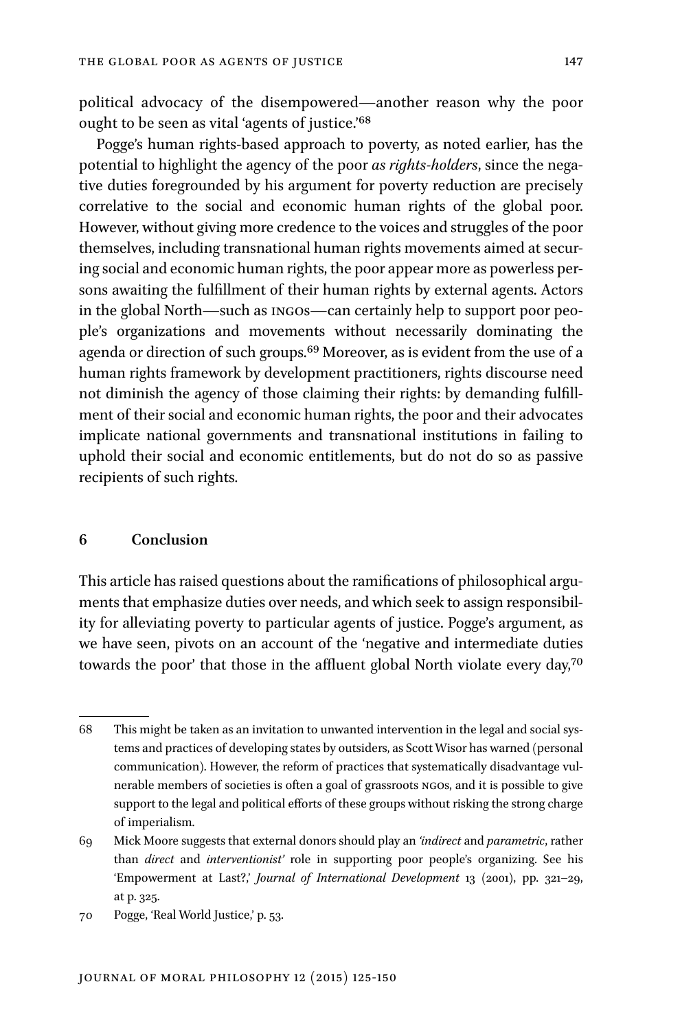political advocacy of the disempowered—another reason why the poor ought to be seen as vital 'agents of justice.'[68]

Pogge's human rights-based approach to poverty, as noted earlier, has the potential to highlight the agency of the poor *as rights-holders*, since the negative duties foregrounded by his argument for poverty reduction are precisely correlative to the social and economic human rights of the global poor. However, without giving more credence to the voices and struggles of the poor themselves, including transnational human rights movements aimed at securing social and economic human rights, the poor appear more as powerless persons awaiting the fulfillment of their human rights by external agents. Actors in the global North—such as INGOs—can certainly help to support poor people's organizations and movements without necessarily dominating the agenda or direction of such groups.[69] Moreover, as is evident from the use of a human rights framework by development practitioners, rights discourse need not diminish the agency of those claiming their rights: by demanding fulfillment of their social and economic human rights, the poor and their advocates implicate national governments and transnational institutions in failing to uphold their social and economic entitlements, but do not do so as passive recipients of such rights.

## 6 Conclusion

This article has raised questions about the ramifications of philosophical arguments that emphasize duties over needs, and which seek to assign responsibility for alleviating poverty to particular agents of justice. Pogge's argument, as we have seen, pivots on an account of the 'negative and intermediate duties towards the poor' that those in the affluent global North violate every day,[70]

---

68 This might be taken as an invitation to unwanted intervention in the legal and social systems and practices of developing states by outsiders, as Scott Wisor has warned (personal communication). However, the reform of practices that systematically disadvantage vulnerable members of societies is often a goal of grassroots NGOs, and it is possible to give support to the legal and political efforts of these groups without risking the strong charge of imperialism.

69 Mick Moore suggests that external donors should play an *'indirect* and *parametric*, rather than *direct* and *interventionist'* role in supporting poor people's organizing. See his 'Empowerment at Last?,' *Journal of International Development* 13 (2001), pp. 321–29, at p. 325.

70 Pogge, 'Real World Justice,' p. 53.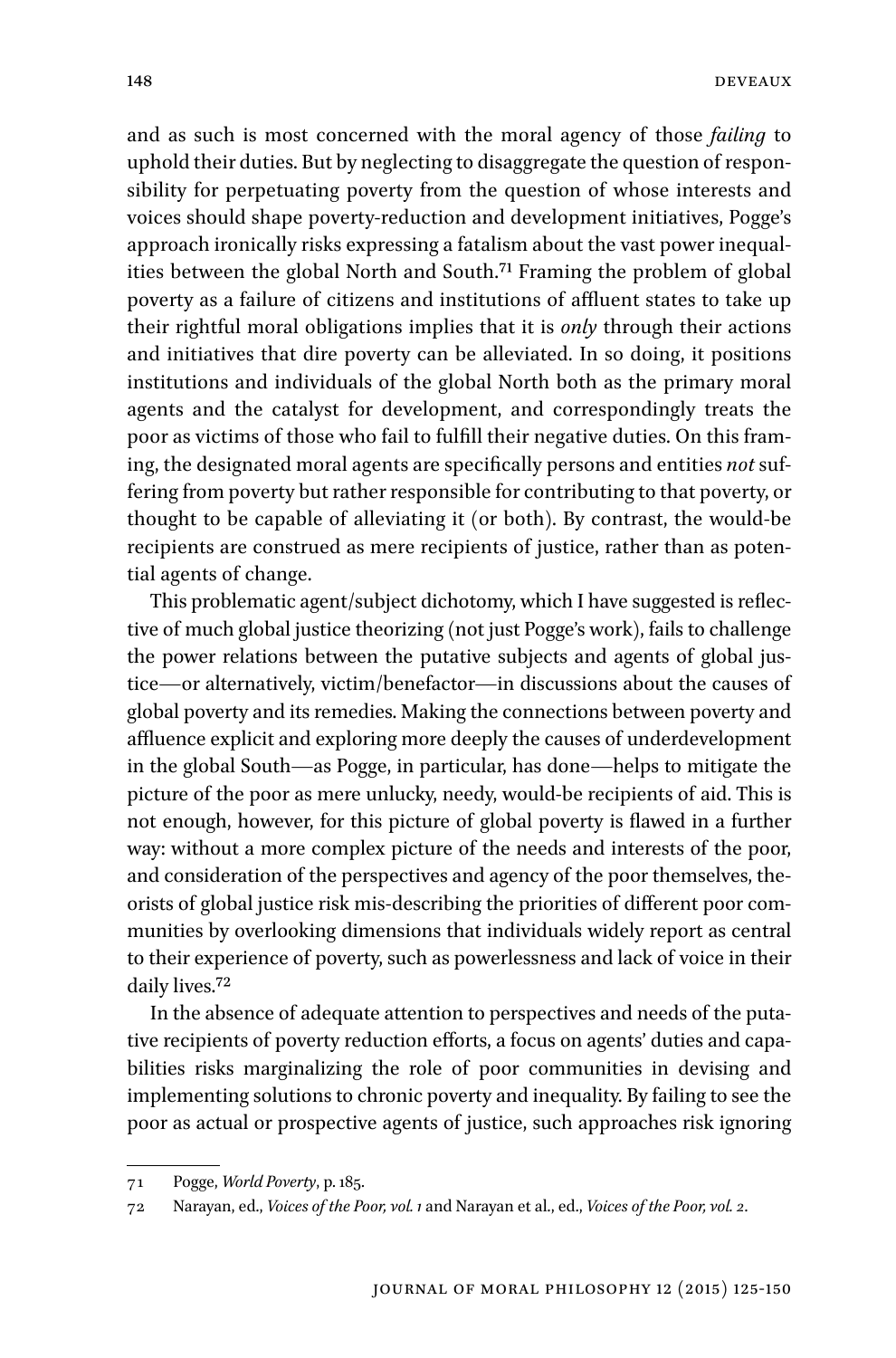and as such is most concerned with the moral agency of those *failing* to uphold their duties. But by neglecting to disaggregate the question of responsibility for perpetuating poverty from the question of whose interests and voices should shape poverty-reduction and development initiatives, Pogge's approach ironically risks expressing a fatalism about the vast power inequalities between the global North and South.[71] Framing the problem of global poverty as a failure of citizens and institutions of affluent states to take up their rightful moral obligations implies that it is *only* through their actions and initiatives that dire poverty can be alleviated. In so doing, it positions institutions and individuals of the global North both as the primary moral agents and the catalyst for development, and correspondingly treats the poor as victims of those who fail to fulfill their negative duties. On this framing, the designated moral agents are specifically persons and entities *not* suffering from poverty but rather responsible for contributing to that poverty, or thought to be capable of alleviating it (or both). By contrast, the would-be recipients are construed as mere recipients of justice, rather than as potential agents of change.

This problematic agent/subject dichotomy, which I have suggested is reflective of much global justice theorizing (not just Pogge's work), fails to challenge the power relations between the putative subjects and agents of global justice—or alternatively, victim/benefactor—in discussions about the causes of global poverty and its remedies. Making the connections between poverty and affluence explicit and exploring more deeply the causes of underdevelopment in the global South—as Pogge, in particular, has done—helps to mitigate the picture of the poor as mere unlucky, needy, would-be recipients of aid. This is not enough, however, for this picture of global poverty is flawed in a further way: without a more complex picture of the needs and interests of the poor, and consideration of the perspectives and agency of the poor themselves, theorists of global justice risk mis-describing the priorities of different poor communities by overlooking dimensions that individuals widely report as central to their experience of poverty, such as powerlessness and lack of voice in their daily lives.[72]

In the absence of adequate attention to perspectives and needs of the putative recipients of poverty reduction efforts, a focus on agents' duties and capabilities risks marginalizing the role of poor communities in devising and implementing solutions to chronic poverty and inequality. By failing to see the poor as actual or prospective agents of justice, such approaches risk ignoring

---

71 Pogge, *World Poverty*, p. 185.

72 Narayan, ed., *Voices of the Poor, vol. 1* and Narayan et al., ed., *Voices of the Poor, vol. 2*.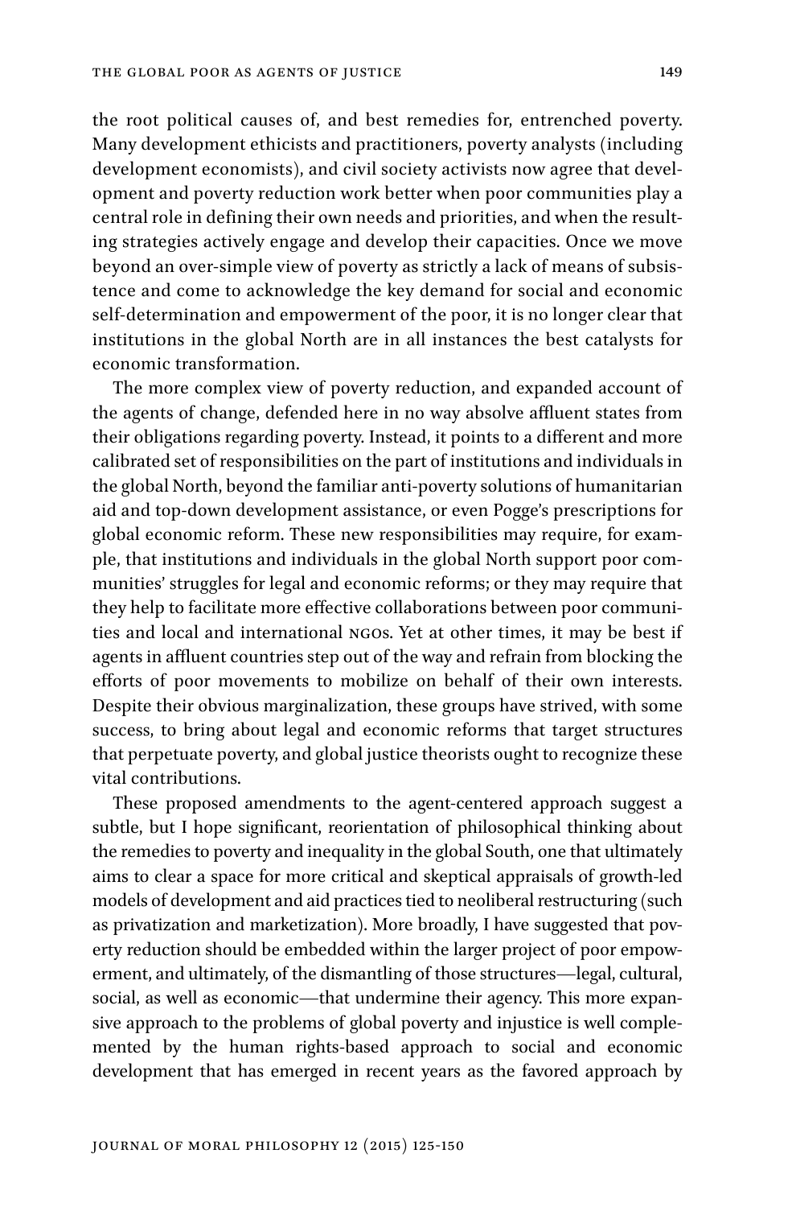the root political causes of, and best remedies for, entrenched poverty. Many development ethicists and practitioners, poverty analysts (including development economists), and civil society activists now agree that development and poverty reduction work better when poor communities play a central role in defining their own needs and priorities, and when the resulting strategies actively engage and develop their capacities. Once we move beyond an over-simple view of poverty as strictly a lack of means of subsistence and come to acknowledge the key demand for social and economic self-determination and empowerment of the poor, it is no longer clear that institutions in the global North are in all instances the best catalysts for economic transformation.

The more complex view of poverty reduction, and expanded account of the agents of change, defended here in no way absolve affluent states from their obligations regarding poverty. Instead, it points to a different and more calibrated set of responsibilities on the part of institutions and individuals in the global North, beyond the familiar anti-poverty solutions of humanitarian aid and top-down development assistance, or even Pogge's prescriptions for global economic reform. These new responsibilities may require, for example, that institutions and individuals in the global North support poor communities' struggles for legal and economic reforms; or they may require that they help to facilitate more effective collaborations between poor communities and local and international NGOs. Yet at other times, it may be best if agents in affluent countries step out of the way and refrain from blocking the efforts of poor movements to mobilize on behalf of their own interests. Despite their obvious marginalization, these groups have strived, with some success, to bring about legal and economic reforms that target structures that perpetuate poverty, and global justice theorists ought to recognize these vital contributions.

These proposed amendments to the agent-centered approach suggest a subtle, but I hope significant, reorientation of philosophical thinking about the remedies to poverty and inequality in the global South, one that ultimately aims to clear a space for more critical and skeptical appraisals of growth-led models of development and aid practices tied to neoliberal restructuring (such as privatization and marketization). More broadly, I have suggested that poverty reduction should be embedded within the larger project of poor empowerment, and ultimately, of the dismantling of those structures—legal, cultural, social, as well as economic—that undermine their agency. This more expansive approach to the problems of global poverty and injustice is well complemented by the human rights-based approach to social and economic development that has emerged in recent years as the favored approach by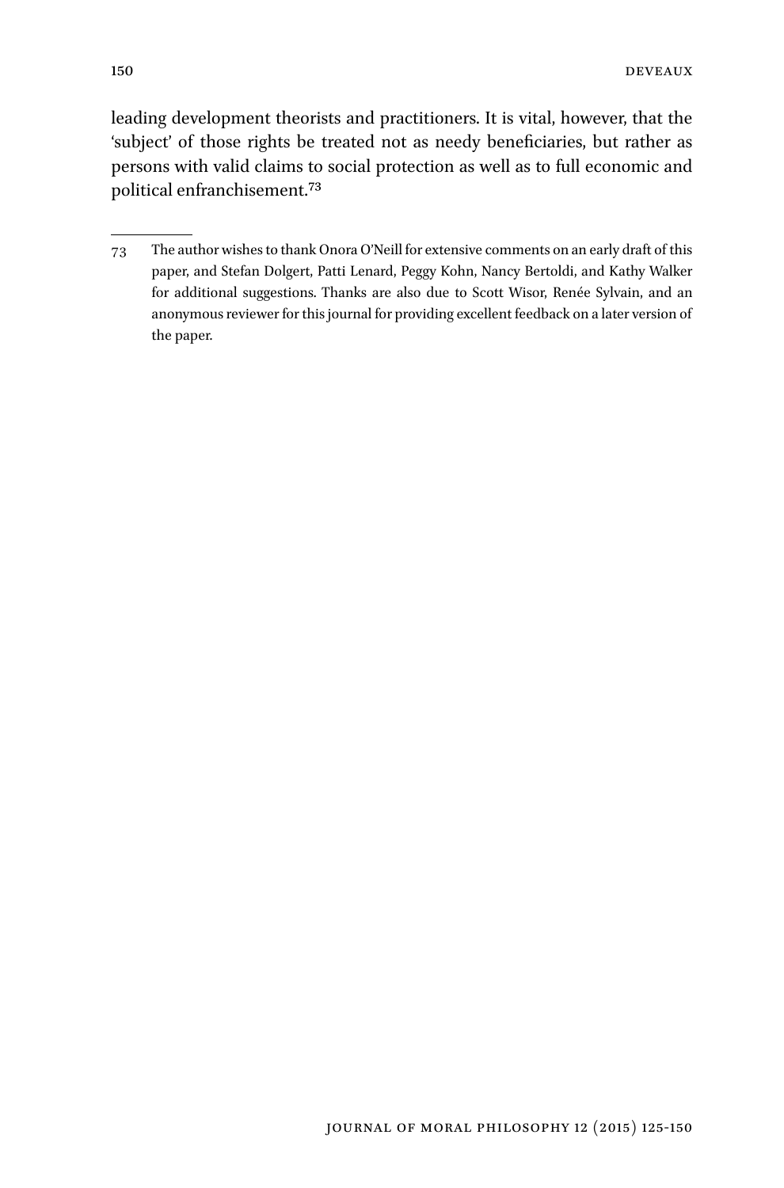leading development theorists and practitioners. It is vital, however, that the 'subject' of those rights be treated not as needy beneficiaries, but rather as persons with valid claims to social protection as well as to full economic and political enfranchisement.[73]

---

73 The author wishes to thank Onora O'Neill for extensive comments on an early draft of this paper, and Stefan Dolgert, Patti Lenard, Peggy Kohn, Nancy Bertoldi, and Kathy Walker for additional suggestions. Thanks are also due to Scott Wisor, Renée Sylvain, and an anonymous reviewer for this journal for providing excellent feedback on a later version of the paper.